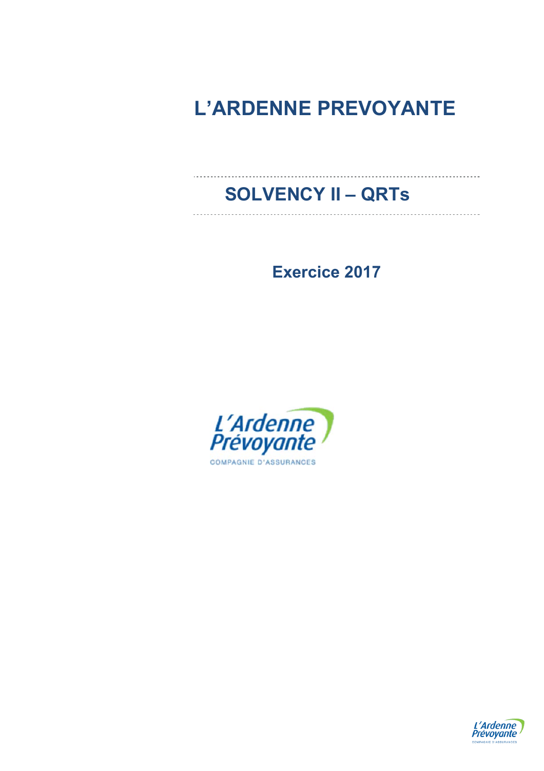# L'ARDENNE PREVOYANTE

## SOLVENCY II – QRTs

### Exercice 2017

L'Ardenne Prévoyante

COMPAGNIE D'ASSURANCES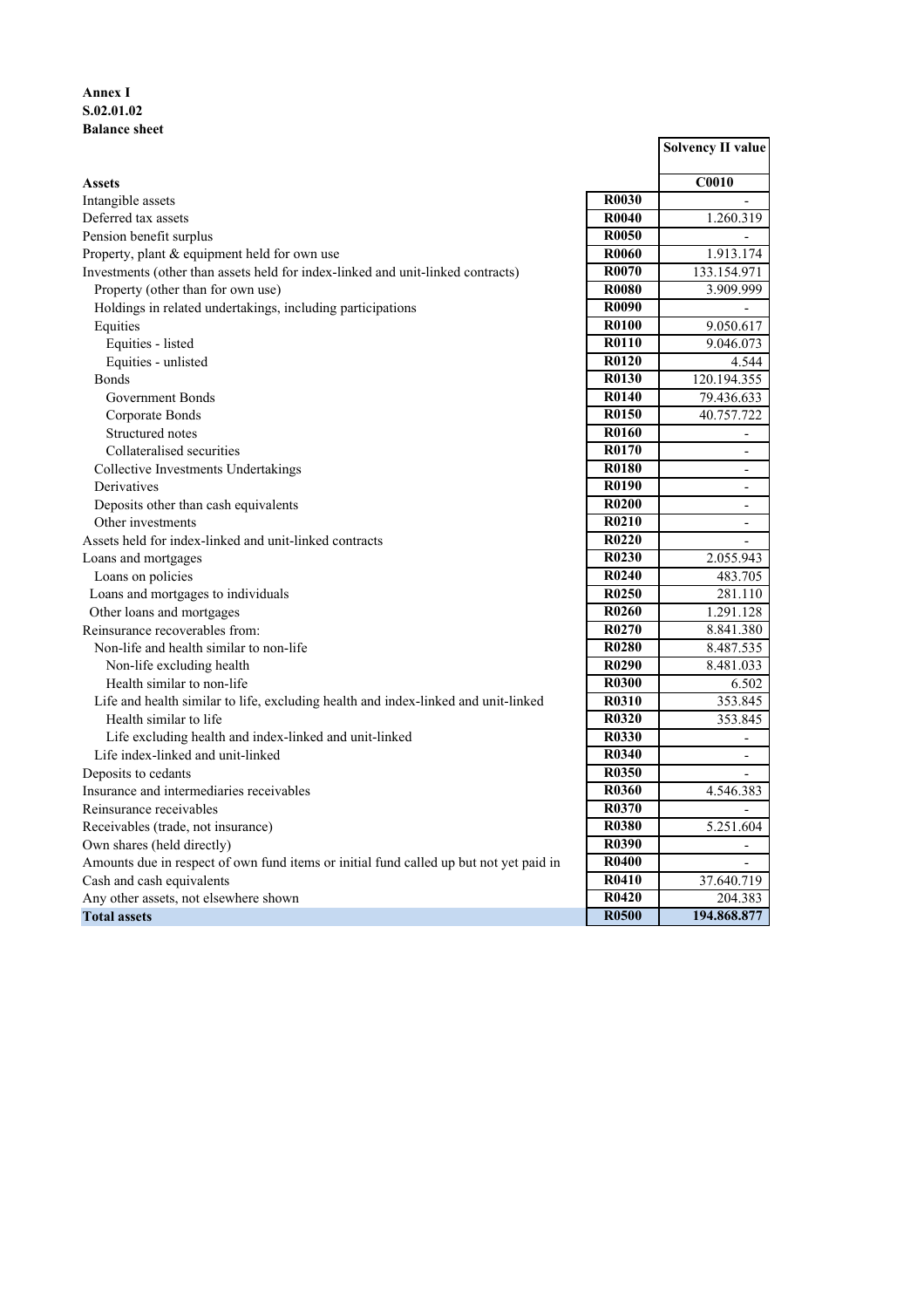**Annex I**
**S.02.01.02**
**Balance sheet**

| | | Solvency II value |
|---|---|---|
| **Assets** | | **C0010** |
| Intangible assets | **R0030** | - |
| Deferred tax assets | **R0040** | 1.260.319 |
| Pension benefit surplus | **R0050** | - |
| Property, plant & equipment held for own use | **R0060** | 1.913.174 |
| Investments (other than assets held for index-linked and unit-linked contracts) | **R0070** | 133.154.971 |
| Property (other than for own use) | **R0080** | 3.909.999 |
| Holdings in related undertakings, including participations | **R0090** | - |
| Equities | **R0100** | 9.050.617 |
| Equities - listed | **R0110** | 9.046.073 |
| Equities - unlisted | **R0120** | 4.544 |
| Bonds | **R0130** | 120.194.355 |
| Government Bonds | **R0140** | 79.436.633 |
| Corporate Bonds | **R0150** | 40.757.722 |
| Structured notes | **R0160** | - |
| Collateralised securities | **R0170** | - |
| Collective Investments Undertakings | **R0180** | - |
| Derivatives | **R0190** | - |
| Deposits other than cash equivalents | **R0200** | - |
| Other investments | **R0210** | - |
| Assets held for index-linked and unit-linked contracts | **R0220** | - |
| Loans and mortgages | **R0230** | 2.055.943 |
| Loans on policies | **R0240** | 483.705 |
| Loans and mortgages to individuals | **R0250** | 281.110 |
| Other loans and mortgages | **R0260** | 1.291.128 |
| Reinsurance recoverables from: | **R0270** | 8.841.380 |
| Non-life and health similar to non-life | **R0280** | 8.487.535 |
| Non-life excluding health | **R0290** | 8.481.033 |
| Health similar to non-life | **R0300** | 6.502 |
| Life and health similar to life, excluding health and index-linked and unit-linked | **R0310** | 353.845 |
| Health similar to life | **R0320** | 353.845 |
| Life excluding health and index-linked and unit-linked | **R0330** | - |
| Life index-linked and unit-linked | **R0340** | - |
| Deposits to cedants | **R0350** | - |
| Insurance and intermediaries receivables | **R0360** | 4.546.383 |
| Reinsurance receivables | **R0370** | - |
| Receivables (trade, not insurance) | **R0380** | 5.251.604 |
| Own shares (held directly) | **R0390** | - |
| Amounts due in respect of own fund items or initial fund called up but not yet paid in | **R0400** | - |
| Cash and cash equivalents | **R0410** | 37.640.719 |
| Any other assets, not elsewhere shown | **R0420** | 204.383 |
| **Total assets** | **R0500** | **194.868.877** |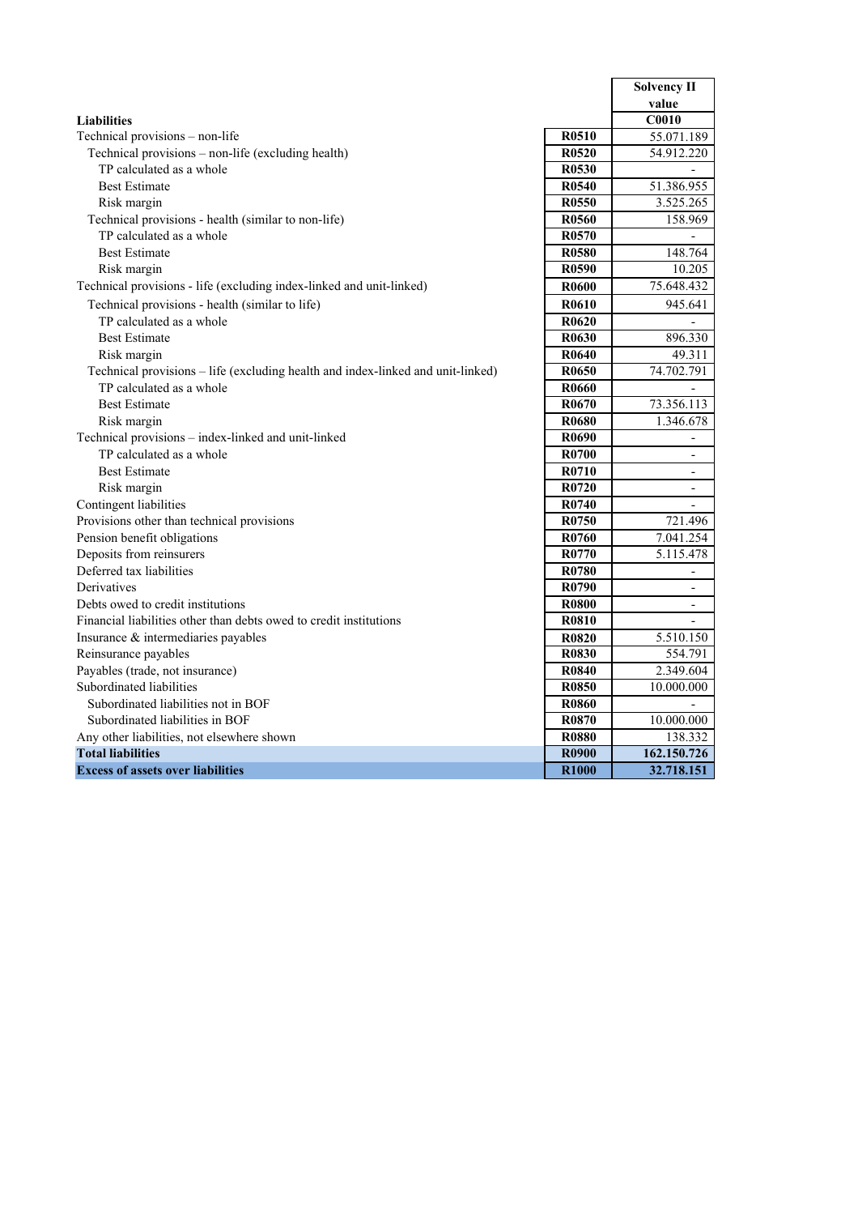| | | Solvency II value |
|---|---|---|
| **Liabilities** | | **C0010** |
| Technical provisions – non-life | **R0510** | 55.071.189 |
| Technical provisions – non-life (excluding health) | **R0520** | 54.912.220 |
| TP calculated as a whole | **R0530** | - |
| Best Estimate | **R0540** | 51.386.955 |
| Risk margin | **R0550** | 3.525.265 |
| Technical provisions - health (similar to non-life) | **R0560** | 158.969 |
| TP calculated as a whole | **R0570** | - |
| Best Estimate | **R0580** | 148.764 |
| Risk margin | **R0590** | 10.205 |
| Technical provisions - life (excluding index-linked and unit-linked) | **R0600** | 75.648.432 |
| Technical provisions - health (similar to life) | **R0610** | 945.641 |
| TP calculated as a whole | **R0620** | - |
| Best Estimate | **R0630** | 896.330 |
| Risk margin | **R0640** | 49.311 |
| Technical provisions – life (excluding health and index-linked and unit-linked) | **R0650** | 74.702.791 |
| TP calculated as a whole | **R0660** | - |
| Best Estimate | **R0670** | 73.356.113 |
| Risk margin | **R0680** | 1.346.678 |
| Technical provisions – index-linked and unit-linked | **R0690** | - |
| TP calculated as a whole | **R0700** | - |
| Best Estimate | **R0710** | - |
| Risk margin | **R0720** | - |
| Contingent liabilities | **R0740** | - |
| Provisions other than technical provisions | **R0750** | 721.496 |
| Pension benefit obligations | **R0760** | 7.041.254 |
| Deposits from reinsurers | **R0770** | 5.115.478 |
| Deferred tax liabilities | **R0780** | - |
| Derivatives | **R0790** | - |
| Debts owed to credit institutions | **R0800** | - |
| Financial liabilities other than debts owed to credit institutions | **R0810** | - |
| Insurance & intermediaries payables | **R0820** | 5.510.150 |
| Reinsurance payables | **R0830** | 554.791 |
| Payables (trade, not insurance) | **R0840** | 2.349.604 |
| Subordinated liabilities | **R0850** | 10.000.000 |
| Subordinated liabilities not in BOF | **R0860** | - |
| Subordinated liabilities in BOF | **R0870** | 10.000.000 |
| Any other liabilities, not elsewhere shown | **R0880** | 138.332 |
| **Total liabilities** | **R0900** | **162.150.726** |
| **Excess of assets over liabilities** | **R1000** | **32.718.151** |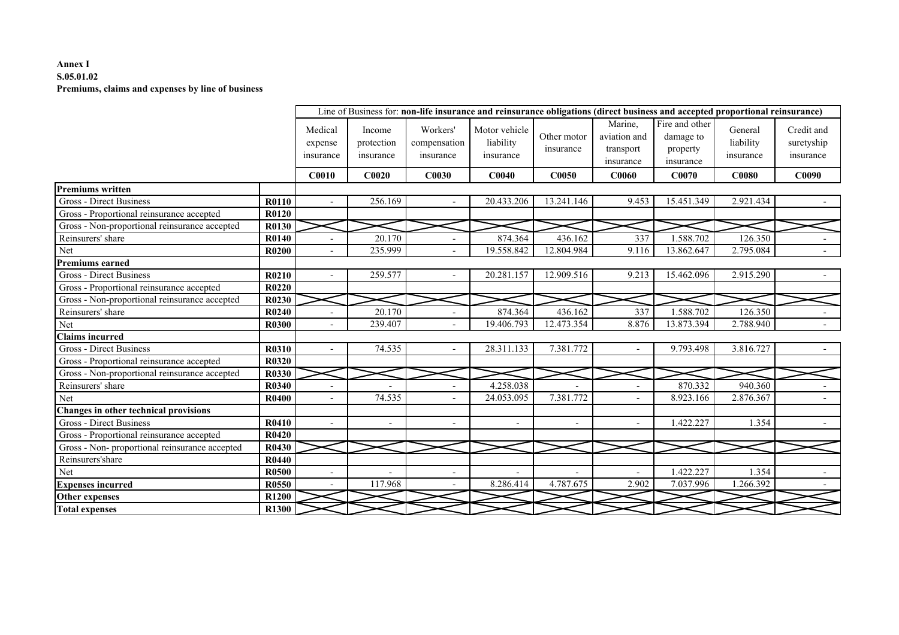**Annex I**
**S.05.01.02**
**Premiums, claims and expenses by line of business**

| | | Line of Business for: **non-life insurance and reinsurance obligations (direct business and accepted proportional reinsurance)** | | | | | | | | |
|---|---|---|---|---|---|---|---|---|---|---|
| | | Medical expense insurance | Income protection insurance | Workers' compensation insurance | Motor vehicle liability insurance | Other motor insurance | Marine, aviation and transport insurance | Fire and other damage to property insurance | General liability insurance | Credit and suretyship insurance |
| | | **C0010** | **C0020** | **C0030** | **C0040** | **C0050** | **C0060** | **C0070** | **C0080** | **C0090** |
| **Premiums written** | | | | | | | | | | |
| Gross - Direct Business | **R0110** | - | 256.169 | - | 20.433.206 | 13.241.146 | 9.453 | 15.451.349 | 2.921.434 | - |
| Gross - Proportional reinsurance accepted | **R0120** | | | | | | | | | |
| Gross - Non-proportional reinsurance accepted | **R0130** | | | | | | | | | |
| Reinsurers' share | **R0140** | - | 20.170 | - | 874.364 | 436.162 | 337 | 1.588.702 | 126.350 | - |
| Net | **R0200** | - | 235.999 | - | 19.558.842 | 12.804.984 | 9.116 | 13.862.647 | 2.795.084 | - |
| **Premiums earned** | | | | | | | | | | |
| Gross - Direct Business | **R0210** | - | 259.577 | - | 20.281.157 | 12.909.516 | 9.213 | 15.462.096 | 2.915.290 | - |
| Gross - Proportional reinsurance accepted | **R0220** | | | | | | | | | |
| Gross - Non-proportional reinsurance accepted | **R0230** | | | | | | | | | |
| Reinsurers' share | **R0240** | - | 20.170 | - | 874.364 | 436.162 | 337 | 1.588.702 | 126.350 | - |
| Net | **R0300** | - | 239.407 | - | 19.406.793 | 12.473.354 | 8.876 | 13.873.394 | 2.788.940 | - |
| **Claims incurred** | | | | | | | | | | |
| Gross - Direct Business | **R0310** | - | 74.535 | - | 28.311.133 | 7.381.772 | - | 9.793.498 | 3.816.727 | - |
| Gross - Proportional reinsurance accepted | **R0320** | | | | | | | | | |
| Gross - Non-proportional reinsurance accepted | **R0330** | | | | | | | | | |
| Reinsurers' share | **R0340** | - | - | - | 4.258.038 | - | - | 870.332 | 940.360 | - |
| Net | **R0400** | - | 74.535 | - | 24.053.095 | 7.381.772 | - | 8.923.166 | 2.876.367 | - |
| **Changes in other technical provisions** | | | | | | | | | | |
| Gross - Direct Business | **R0410** | - | - | - | - | - | - | 1.422.227 | 1.354 | - |
| Gross - Proportional reinsurance accepted | **R0420** | | | | | | | | | |
| Gross - Non- proportional reinsurance accepted | **R0430** | | | | | | | | | |
| Reinsurers'share | **R0440** | | | | | | | | | |
| Net | **R0500** | - | - | - | - | - | - | 1.422.227 | 1.354 | - |
| **Expenses incurred** | **R0550** | - | 117.968 | - | 8.286.414 | 4.787.675 | 2.902 | 7.037.996 | 1.266.392 | - |
| **Other expenses** | **R1200** | | | | | | | | | |
| **Total expenses** | **R1300** | | | | | | | | | |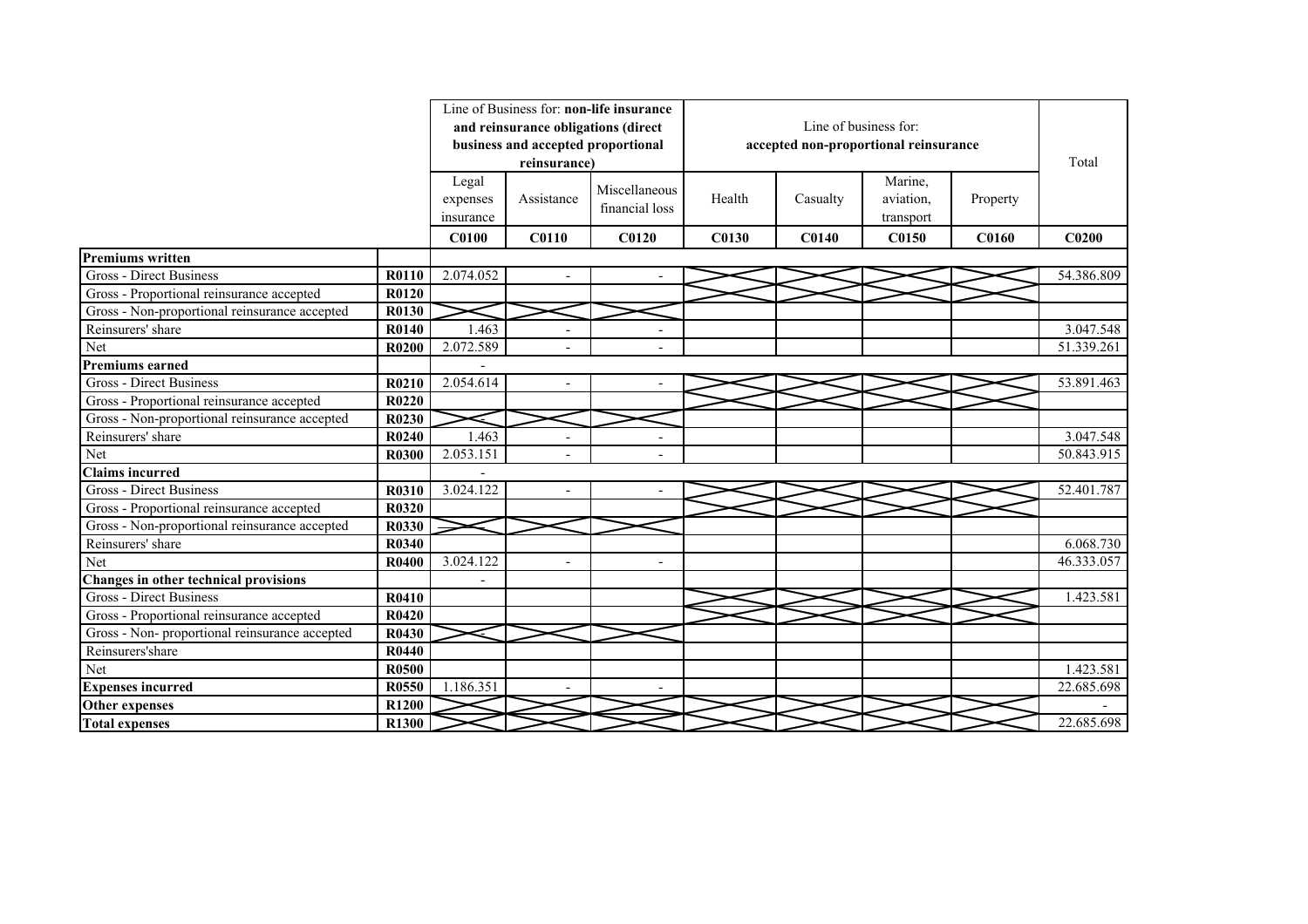| | | Line of Business for: **non-life insurance and reinsurance obligations (direct business and accepted proportional reinsurance)** | | | Line of business for: accepted non-proportional reinsurance | | | | Total |
|---|---|---|---|---|---|---|---|---|---|
| | | Legal expenses insurance | Assistance | Miscellaneous financial loss | Health | Casualty | Marine, aviation, transport | Property | |
| | | **C0100** | **C0110** | **C0120** | **C0130** | **C0140** | **C0150** | **C0160** | **C0200** |
| **Premiums written** | | | | | | | | | |
| Gross - Direct Business | **R0110** | 2.074.052 | - | - | | | | | 54.386.809 |
| Gross - Proportional reinsurance accepted | **R0120** | | | | | | | | |
| Gross - Non-proportional reinsurance accepted | **R0130** | | | | | | | | |
| Reinsurers' share | **R0140** | 1.463 | - | - | | | | | 3.047.548 |
| Net | **R0200** | 2.072.589 | - | - | | | | | 51.339.261 |
| **Premiums earned** | | - | | | | | | | |
| Gross - Direct Business | **R0210** | 2.054.614 | - | - | | | | | 53.891.463 |
| Gross - Proportional reinsurance accepted | **R0220** | | | | | | | | |
| Gross - Non-proportional reinsurance accepted | **R0230** | - | | | | | | | |
| Reinsurers' share | **R0240** | 1.463 | - | - | | | | | 3.047.548 |
| Net | **R0300** | 2.053.151 | - | - | | | | | 50.843.915 |
| **Claims incurred** | | - | | | | | | | |
| Gross - Direct Business | **R0310** | 3.024.122 | - | - | | | | | 52.401.787 |
| Gross - Proportional reinsurance accepted | **R0320** | | | | | | | | |
| Gross - Non-proportional reinsurance accepted | **R0330** | - | | | | | | | |
| Reinsurers' share | **R0340** | | | | | | | | 6.068.730 |
| Net | **R0400** | 3.024.122 | - | - | | | | | 46.333.057 |
| **Changes in other technical provisions** | | - | | | | | | | |
| Gross - Direct Business | **R0410** | | | | | | | | 1.423.581 |
| Gross - Proportional reinsurance accepted | **R0420** | | | | | | | | |
| Gross - Non- proportional reinsurance accepted | **R0430** | | | | | | | | |
| Reinsurers'share | **R0440** | | | | | | | | |
| Net | **R0500** | | | | | | | | 1.423.581 |
| **Expenses incurred** | **R0550** | 1.186.351 | - | - | | | | | 22.685.698 |
| **Other expenses** | **R1200** | | | | | | | | - |
| **Total expenses** | **R1300** | | | | | | | | 22.685.698 |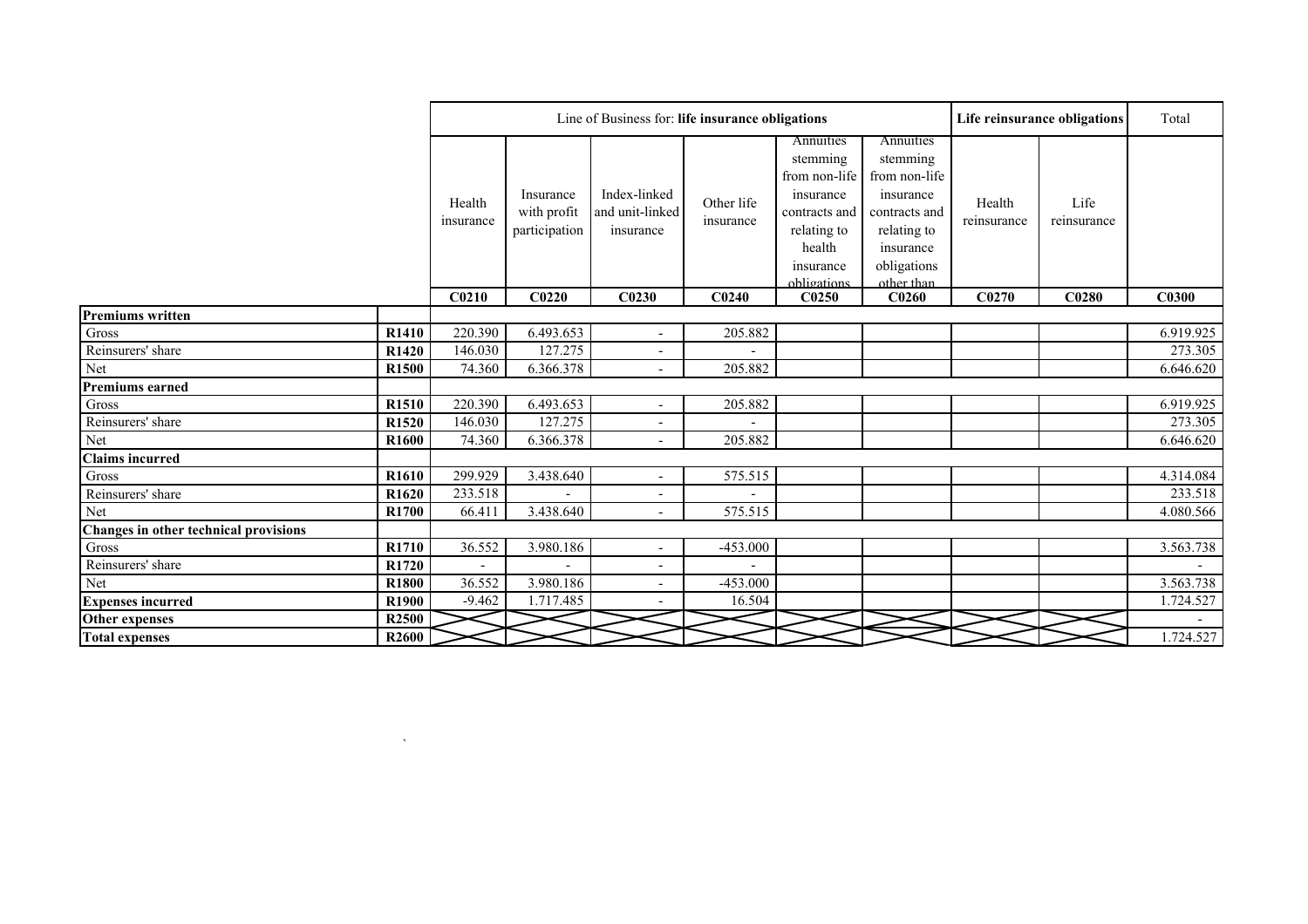| | | Line of Business for: **life insurance obligations** | | | | | | **Life reinsurance obligations** | | Total |
|---|---|---|---|---|---|---|---|---|---|---|
| | | Health insurance | Insurance with profit participation | Index-linked and unit-linked insurance | Other life insurance | Annuities stemming from non-life insurance contracts and relating to health insurance obligations | Annuities stemming from non-life insurance contracts and relating to insurance obligations other than | Health reinsurance | Life reinsurance | |
| | | **C0210** | **C0220** | **C0230** | **C0240** | **C0250** | **C0260** | **C0270** | **C0280** | **C0300** |
| **Premiums written** | | | | | | | | | | |
| Gross | **R1410** | 220.390 | 6.493.653 | - | 205.882 | | | | | 6.919.925 |
| Reinsurers' share | **R1420** | 146.030 | 127.275 | - | - | | | | | 273.305 |
| Net | **R1500** | 74.360 | 6.366.378 | - | 205.882 | | | | | 6.646.620 |
| **Premiums earned** | | | | | | | | | | |
| Gross | **R1510** | 220.390 | 6.493.653 | - | 205.882 | | | | | 6.919.925 |
| Reinsurers' share | **R1520** | 146.030 | 127.275 | - | - | | | | | 273.305 |
| Net | **R1600** | 74.360 | 6.366.378 | - | 205.882 | | | | | 6.646.620 |
| **Claims incurred** | | | | | | | | | | |
| Gross | **R1610** | 299.929 | 3.438.640 | - | 575.515 | | | | | 4.314.084 |
| Reinsurers' share | **R1620** | 233.518 | - | - | - | | | | | 233.518 |
| Net | **R1700** | 66.411 | 3.438.640 | - | 575.515 | | | | | 4.080.566 |
| **Changes in other technical provisions** | | | | | | | | | | |
| Gross | **R1710** | 36.552 | 3.980.186 | - | -453.000 | | | | | 3.563.738 |
| Reinsurers' share | **R1720** | - | - | - | - | | | | | - |
| Net | **R1800** | 36.552 | 3.980.186 | - | -453.000 | | | | | 3.563.738 |
| **Expenses incurred** | **R1900** | -9.462 | 1.717.485 | - | 16.504 | | | | | 1.724.527 |
| **Other expenses** | **R2500** | | | | | | | | | - |
| **Total expenses** | **R2600** | | | | | | | | | 1.724.527 |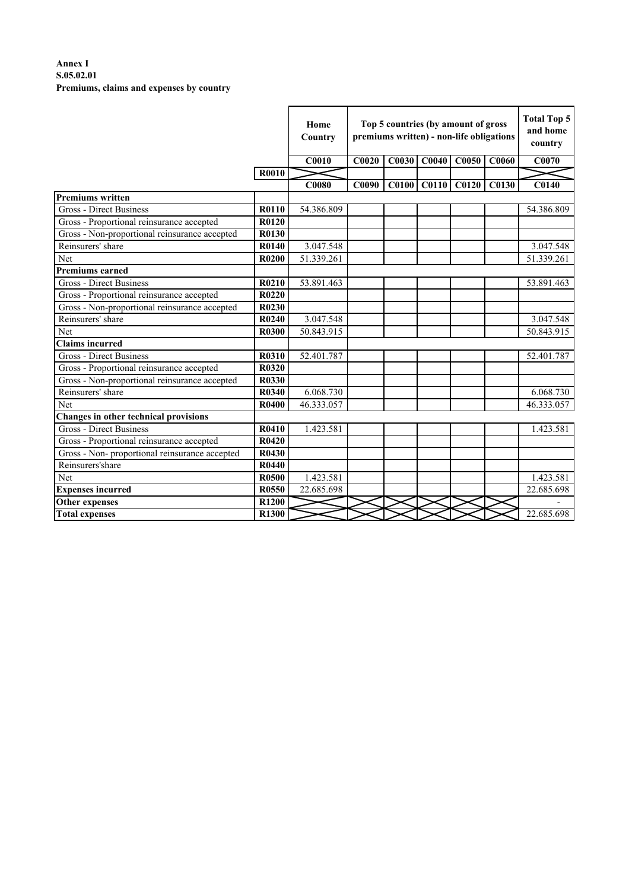**Annex I**
**S.05.02.01**
**Premiums, claims and expenses by country**

| | | Home Country | Top 5 countries (by amount of gross premiums written) - non-life obligations | | | | | Total Top 5 and home country |
|---|---|---|---|---|---|---|---|---|
| | | C0010 | C0020 | C0030 | C0040 | C0050 | C0060 | C0070 |
| | R0010 | | | | | | | |
| | | C0080 | C0090 | C0100 | C0110 | C0120 | C0130 | C0140 |
| **Premiums written** | | | | | | | | |
| Gross - Direct Business | R0110 | 54.386.809 | | | | | | 54.386.809 |
| Gross - Proportional reinsurance accepted | R0120 | | | | | | | |
| Gross - Non-proportional reinsurance accepted | R0130 | | | | | | | |
| Reinsurers' share | R0140 | 3.047.548 | | | | | | 3.047.548 |
| Net | R0200 | 51.339.261 | | | | | | 51.339.261 |
| **Premiums earned** | | | | | | | | |
| Gross - Direct Business | R0210 | 53.891.463 | | | | | | 53.891.463 |
| Gross - Proportional reinsurance accepted | R0220 | | | | | | | |
| Gross - Non-proportional reinsurance accepted | R0230 | | | | | | | |
| Reinsurers' share | R0240 | 3.047.548 | | | | | | 3.047.548 |
| Net | R0300 | 50.843.915 | | | | | | 50.843.915 |
| **Claims incurred** | | | | | | | | |
| Gross - Direct Business | R0310 | 52.401.787 | | | | | | 52.401.787 |
| Gross - Proportional reinsurance accepted | R0320 | | | | | | | |
| Gross - Non-proportional reinsurance accepted | R0330 | | | | | | | |
| Reinsurers' share | R0340 | 6.068.730 | | | | | | 6.068.730 |
| Net | R0400 | 46.333.057 | | | | | | 46.333.057 |
| **Changes in other technical provisions** | | | | | | | | |
| Gross - Direct Business | R0410 | 1.423.581 | | | | | | 1.423.581 |
| Gross - Proportional reinsurance accepted | R0420 | | | | | | | |
| Gross - Non- proportional reinsurance accepted | R0430 | | | | | | | |
| Reinsurers'share | R0440 | | | | | | | |
| Net | R0500 | 1.423.581 | | | | | | 1.423.581 |
| **Expenses incurred** | R0550 | 22.685.698 | | | | | | 22.685.698 |
| **Other expenses** | R1200 | | | | | | | - |
| **Total expenses** | R1300 | | | | | | | 22.685.698 |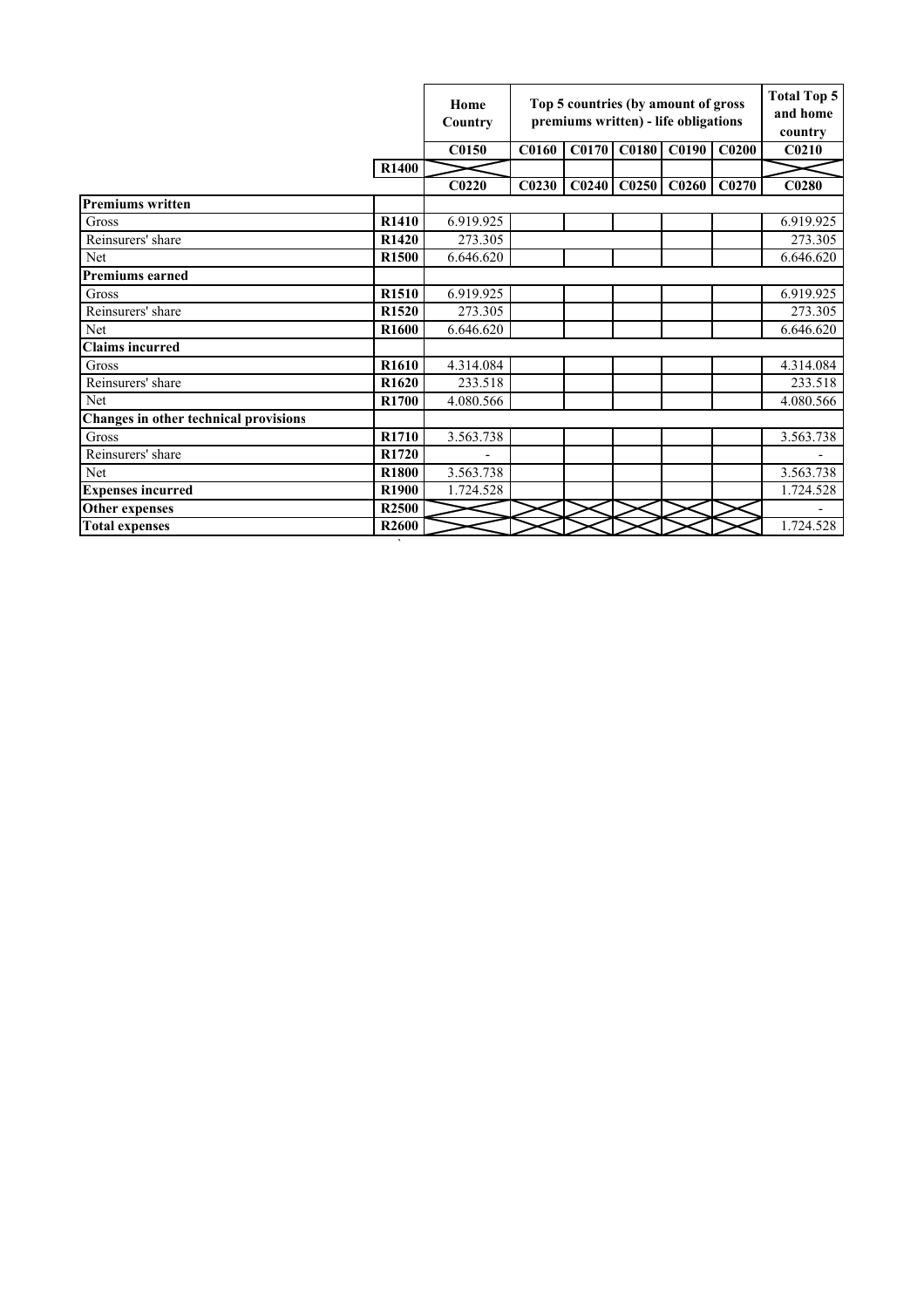| | | Home Country | Top 5 countries (by amount of gross premiums written) - life obligations | | | | | Total Top 5 and home country |
|---|---|---|---|---|---|---|---|---|
| | | C0150 | C0160 | C0170 | C0180 | C0190 | C0200 | C0210 |
| | R1400 | | | | | | | |
| | | C0220 | C0230 | C0240 | C0250 | C0260 | C0270 | C0280 |
| **Premiums written** | | | | | | | | |
| Gross | R1410 | 6.919.925 | | | | | | 6.919.925 |
| Reinsurers' share | R1420 | 273.305 | | | | | | 273.305 |
| Net | R1500 | 6.646.620 | | | | | | 6.646.620 |
| **Premiums earned** | | | | | | | | |
| Gross | R1510 | 6.919.925 | | | | | | 6.919.925 |
| Reinsurers' share | R1520 | 273.305 | | | | | | 273.305 |
| Net | R1600 | 6.646.620 | | | | | | 6.646.620 |
| **Claims incurred** | | | | | | | | |
| Gross | R1610 | 4.314.084 | | | | | | 4.314.084 |
| Reinsurers' share | R1620 | 233.518 | | | | | | 233.518 |
| Net | R1700 | 4.080.566 | | | | | | 4.080.566 |
| **Changes in other technical provisions** | | | | | | | | |
| Gross | R1710 | 3.563.738 | | | | | | 3.563.738 |
| Reinsurers' share | R1720 | - | | | | | | - |
| Net | R1800 | 3.563.738 | | | | | | 3.563.738 |
| **Expenses incurred** | R1900 | 1.724.528 | | | | | | 1.724.528 |
| **Other expenses** | R2500 | | | | | | | - |
| **Total expenses** | R2600 | | | | | | | 1.724.528 |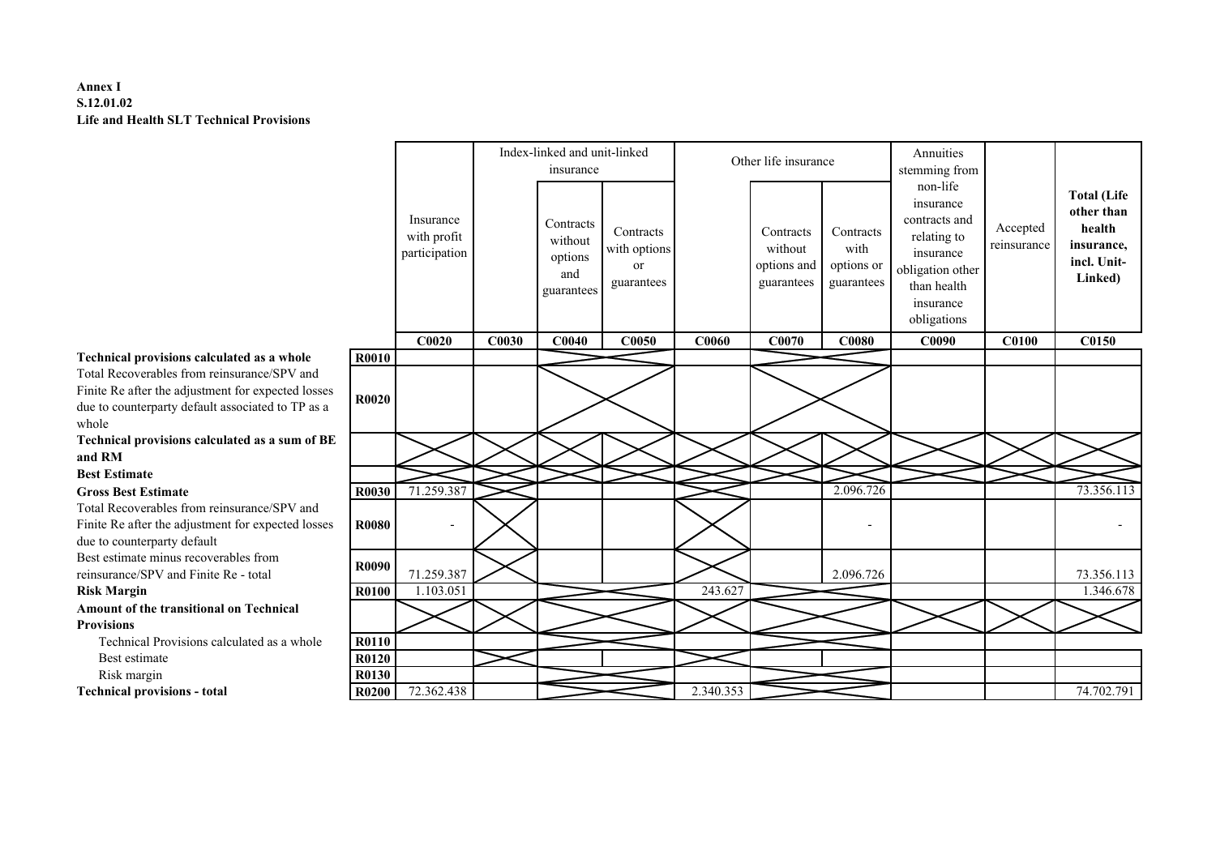**Annex I**
**S.12.01.02**
**Life and Health SLT Technical Provisions**

| | | Insurance with profit participation | Index-linked and unit-linked insurance | | | Other life insurance | | | Annuities stemming from non-life insurance contracts and relating to insurance obligation other than health insurance obligations | Accepted reinsurance | **Total (Life other than health insurance, incl. Unit-Linked)** |
|---|---|---|---|---|---|---|---|---|---|---|---|
| | | | | Contracts without options and guarantees | Contracts with options or guarantees | | Contracts without options and guarantees | Contracts with options or guarantees | | | |
| | | **C0020** | **C0030** | **C0040** | **C0050** | **C0060** | **C0070** | **C0080** | **C0090** | **C0100** | **C0150** |
| **Technical provisions calculated as a whole** | **R0010** | | | | | | | | | | |
| Total Recoverables from reinsurance/SPV and Finite Re after the adjustment for expected losses due to counterparty default associated to TP as a whole | **R0020** | | | | | | | | | | |
| **Technical provisions calculated as a sum of BE and RM** | | | | | | | | | | | |
| **Best Estimate** | | | | | | | | | | | |
| **Gross Best Estimate** | **R0030** | 71.259.387 | | | | | | 2.096.726 | | | 73.356.113 |
| Total Recoverables from reinsurance/SPV and Finite Re after the adjustment for expected losses due to counterparty default | **R0080** | - | | | | | | - | | | - |
| Best estimate minus recoverables from reinsurance/SPV and Finite Re - total | **R0090** | 71.259.387 | | | | | | 2.096.726 | | | 73.356.113 |
| **Risk Margin** | **R0100** | 1.103.051 | | | | 243.627 | | | | | 1.346.678 |
| **Amount of the transitional on Technical Provisions** | | | | | | | | | | | |
| Technical Provisions calculated as a whole | **R0110** | | | | | | | | | | |
| Best estimate | **R0120** | | | | | | | | | | |
| Risk margin | **R0130** | | | | | | | | | | |
| **Technical provisions - total** | **R0200** | 72.362.438 | | | | 2.340.353 | | | | | 74.702.791 |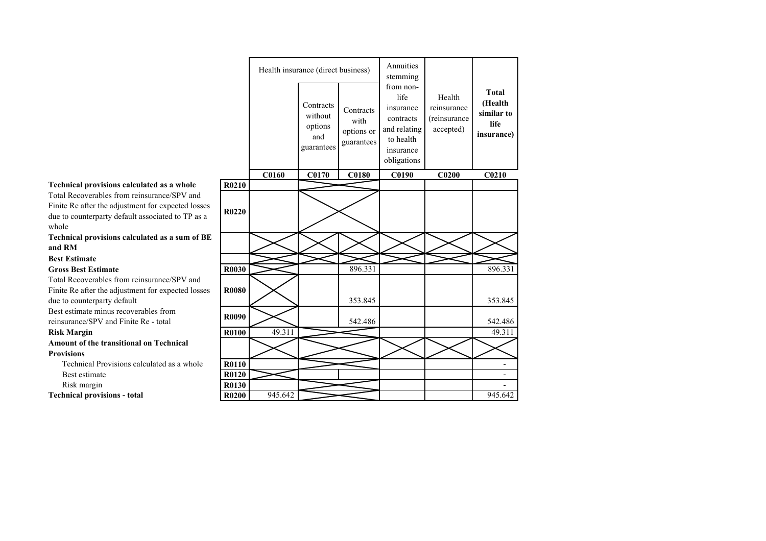| | | Health insurance (direct business) | | | Annuities stemming from non-life insurance contracts and relating to health insurance obligations | Health reinsurance (reinsurance accepted) | **Total (Health similar to life insurance)** |
|---|---|---|---|---|---|---|---|
| | | | Contracts without options and guarantees | Contracts with options or guarantees | | | |
| | | **C0160** | **C0170** | **C0180** | **C0190** | **C0200** | **C0210** |
| **Technical provisions calculated as a whole** | **R0210** | | | | | | |
| Total Recoverables from reinsurance/SPV and Finite Re after the adjustment for expected losses due to counterparty default associated to TP as a whole | **R0220** | | | | | | |
| **Technical provisions calculated as a sum of BE and RM** | | | | | | | |
| **Best Estimate** | | | | | | | |
| **Gross Best Estimate** | **R0030** | | | 896.331 | | | 896.331 |
| Total Recoverables from reinsurance/SPV and Finite Re after the adjustment for expected losses due to counterparty default | **R0080** | | | 353.845 | | | 353.845 |
| Best estimate minus recoverables from reinsurance/SPV and Finite Re - total | **R0090** | | | 542.486 | | | 542.486 |
| **Risk Margin** | **R0100** | 49.311 | | | | | 49.311 |
| **Amount of the transitional on Technical Provisions** | | | | | | | |
| Technical Provisions calculated as a whole | **R0110** | | | | | | - |
| Best estimate | **R0120** | | | | | | - |
| Risk margin | **R0130** | | | | | | - |
| **Technical provisions - total** | **R0200** | 945.642 | | | | | 945.642 |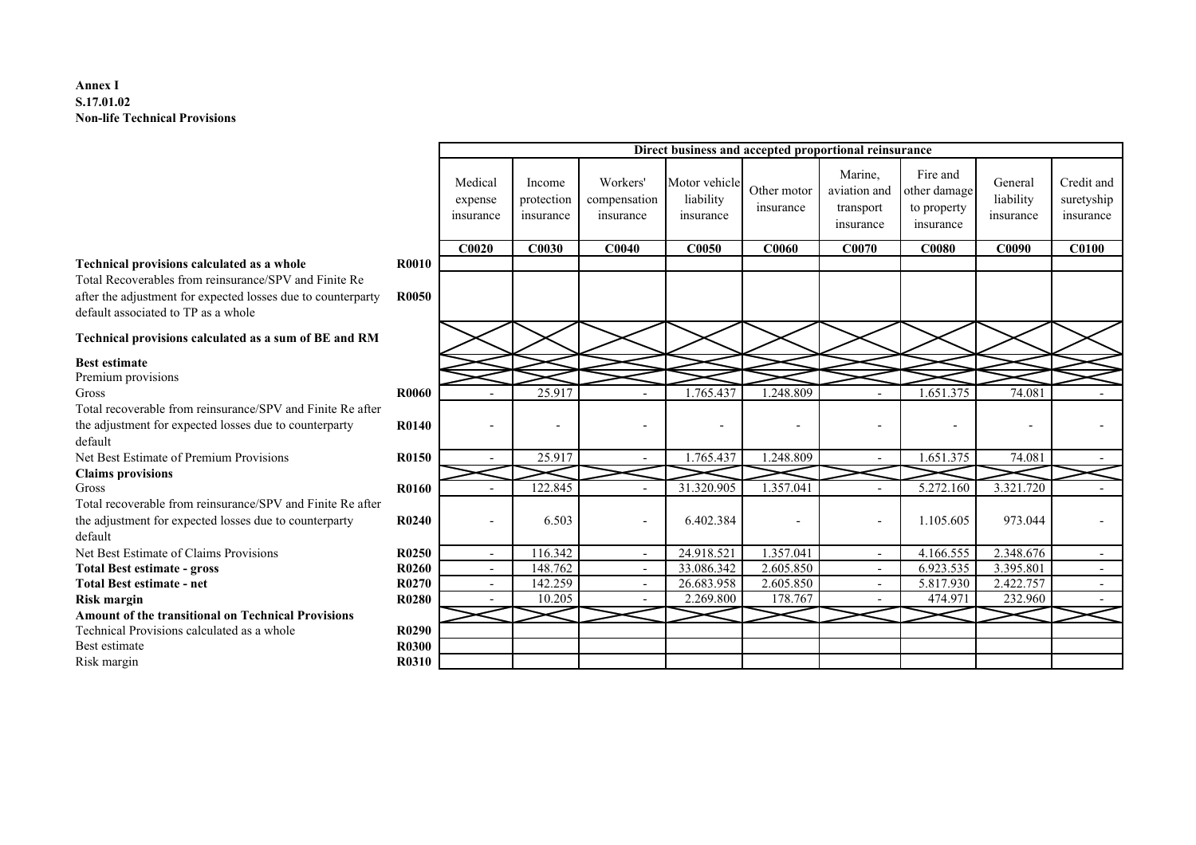**Annex I**
**S.17.01.02**
**Non-life Technical Provisions**

| | | Direct business and accepted proportional reinsurance | | | | | | | | |
|---|---|---|---|---|---|---|---|---|---|---|
| | | Medical expense insurance | Income protection insurance | Workers' compensation insurance | Motor vehicle liability insurance | Other motor insurance | Marine, aviation and transport insurance | Fire and other damage to property insurance | General liability insurance | Credit and suretyship insurance |
| | | C0020 | C0030 | C0040 | C0050 | C0060 | C0070 | C0080 | C0090 | C0100 |
| **Technical provisions calculated as a whole** | **R0010** | | | | | | | | | |
| Total Recoverables from reinsurance/SPV and Finite Re after the adjustment for expected losses due to counterparty default associated to TP as a whole | **R0050** | | | | | | | | | |
| **Technical provisions calculated as a sum of BE and RM** | | | | | | | | | | |
| **Best estimate** | | | | | | | | | | |
| Premium provisions | | | | | | | | | | |
| Gross | **R0060** | - | 25.917 | - | 1.765.437 | 1.248.809 | - | 1.651.375 | 74.081 | - |
| Total recoverable from reinsurance/SPV and Finite Re after the adjustment for expected losses due to counterparty default | **R0140** | - | - | - | - | - | - | - | - | - |
| Net Best Estimate of Premium Provisions | **R0150** | - | 25.917 | - | 1.765.437 | 1.248.809 | - | 1.651.375 | 74.081 | - |
| **Claims provisions** | | | | | | | | | | |
| Gross | **R0160** | - | 122.845 | - | 31.320.905 | 1.357.041 | - | 5.272.160 | 3.321.720 | - |
| Total recoverable from reinsurance/SPV and Finite Re after the adjustment for expected losses due to counterparty default | **R0240** | - | 6.503 | - | 6.402.384 | - | - | 1.105.605 | 973.044 | - |
| Net Best Estimate of Claims Provisions | **R0250** | - | 116.342 | - | 24.918.521 | 1.357.041 | - | 4.166.555 | 2.348.676 | - |
| **Total Best estimate - gross** | **R0260** | - | 148.762 | - | 33.086.342 | 2.605.850 | - | 6.923.535 | 3.395.801 | - |
| **Total Best estimate - net** | **R0270** | - | 142.259 | - | 26.683.958 | 2.605.850 | - | 5.817.930 | 2.422.757 | - |
| **Risk margin** | **R0280** | - | 10.205 | - | 2.269.800 | 178.767 | - | 474.971 | 232.960 | - |
| **Amount of the transitional on Technical Provisions** | | | | | | | | | | |
| Technical Provisions calculated as a whole | **R0290** | | | | | | | | | |
| Best estimate | **R0300** | | | | | | | | | |
| Risk margin | **R0310** | | | | | | | | | |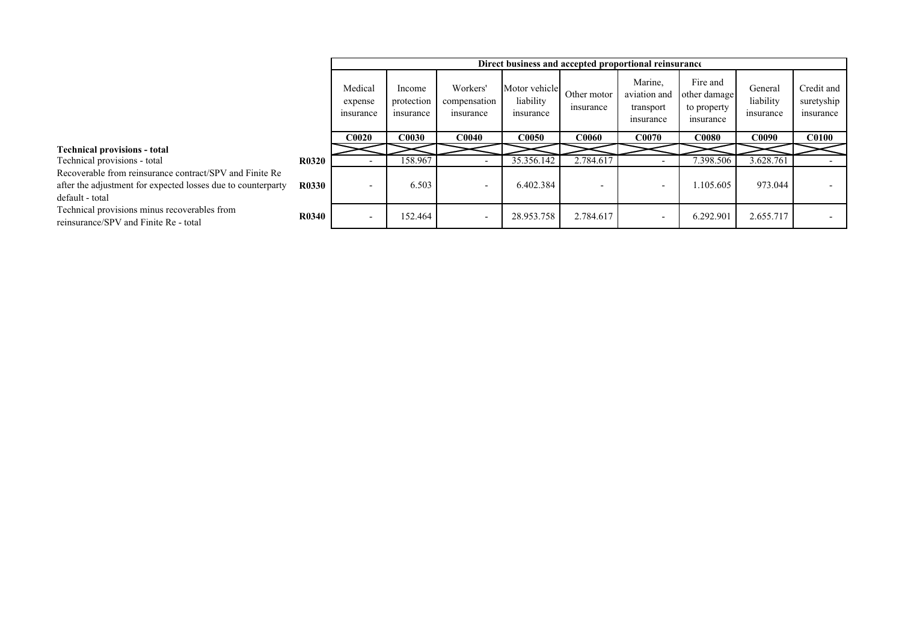| | | Direct business and accepted proportional reinsurance | | | | | | | | |
|---|---|---|---|---|---|---|---|---|---|---|
| | | Medical expense insurance | Income protection insurance | Workers' compensation insurance | Motor vehicle liability insurance | Other motor insurance | Marine, aviation and transport insurance | Fire and other damage to property insurance | General liability insurance | Credit and suretyship insurance |
| | | C0020 | C0030 | C0040 | C0050 | C0060 | C0070 | C0080 | C0090 | C0100 |
| **Technical provisions - total** | | | | | | | | | | |
| Technical provisions - total | R0320 | - | 158.967 | - | 35.356.142 | 2.784.617 | - | 7.398.506 | 3.628.761 | - |
| Recoverable from reinsurance contract/SPV and Finite Re after the adjustment for expected losses due to counterparty default - total | R0330 | - | 6.503 | - | 6.402.384 | - | - | 1.105.605 | 973.044 | - |
| Technical provisions minus recoverables from reinsurance/SPV and Finite Re - total | R0340 | - | 152.464 | - | 28.953.758 | 2.784.617 | - | 6.292.901 | 2.655.717 | - |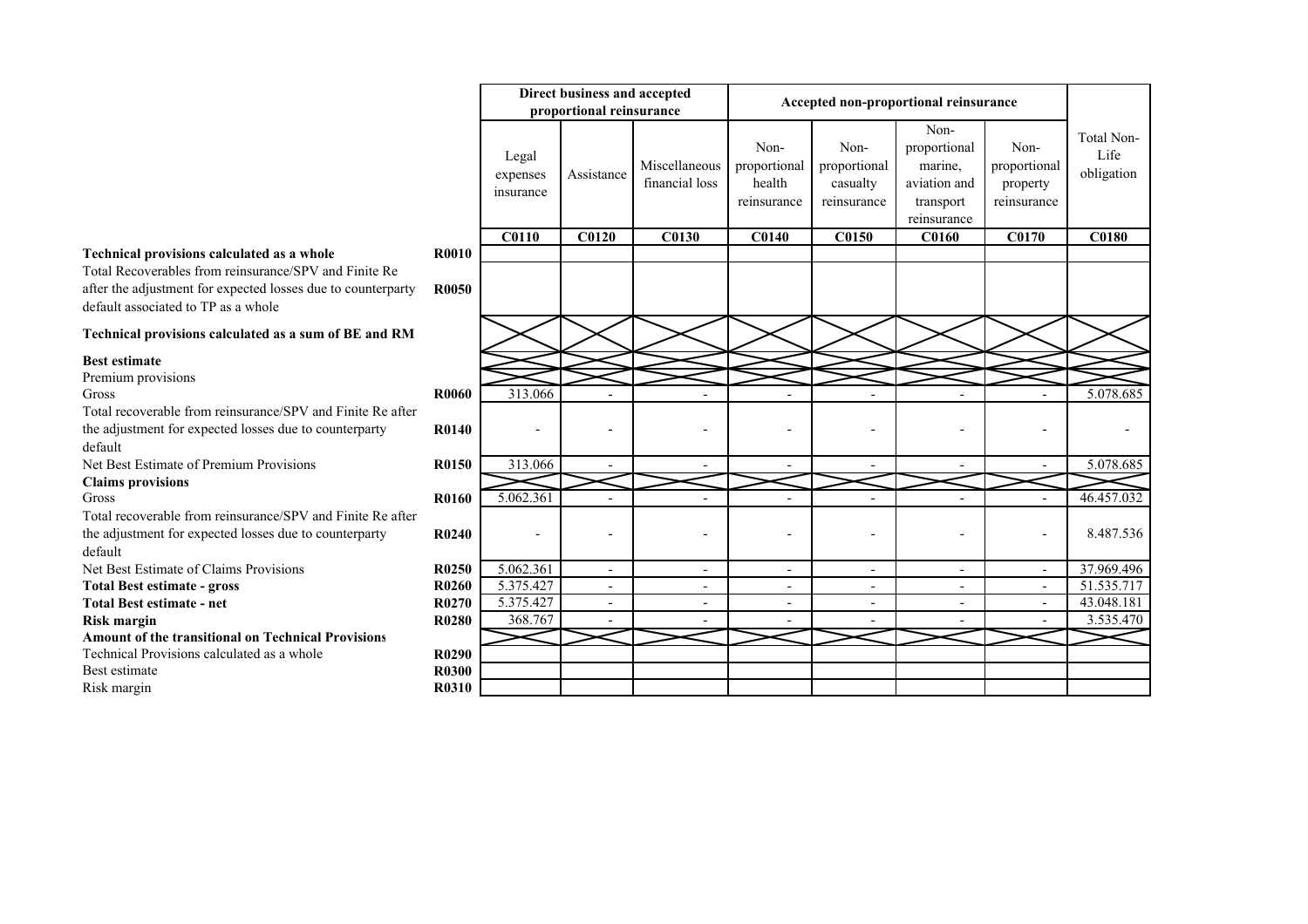| | | Direct business and accepted proportional reinsurance | | | Accepted non-proportional reinsurance | | | | |
|---|---|---|---|---|---|---|---|---|---|
| | | Legal expenses insurance | Assistance | Miscellaneous financial loss | Non-proportional health reinsurance | Non-proportional casualty reinsurance | Non-proportional marine, aviation and transport reinsurance | Non-proportional property reinsurance | Total Non-Life obligation |
| | | C0110 | C0120 | C0130 | C0140 | C0150 | C0160 | C0170 | C0180 |
| **Technical provisions calculated as a whole** | R0010 | | | | | | | | |
| Total Recoverables from reinsurance/SPV and Finite Re after the adjustment for expected losses due to counterparty default associated to TP as a whole | R0050 | | | | | | | | |
| **Technical provisions calculated as a sum of BE and RM** | | | | | | | | | |
| **Best estimate** | | | | | | | | | |
| Premium provisions | | | | | | | | | |
| Gross | R0060 | 313.066 | - | - | - | - | - | - | 5.078.685 |
| Total recoverable from reinsurance/SPV and Finite Re after the adjustment for expected losses due to counterparty default | R0140 | - | - | - | - | - | - | - | - |
| Net Best Estimate of Premium Provisions | R0150 | 313.066 | - | - | - | - | - | - | 5.078.685 |
| **Claims provisions** | | | | | | | | | |
| Gross | R0160 | 5.062.361 | - | - | - | - | - | - | 46.457.032 |
| Total recoverable from reinsurance/SPV and Finite Re after the adjustment for expected losses due to counterparty default | R0240 | - | - | - | - | - | - | - | 8.487.536 |
| Net Best Estimate of Claims Provisions | R0250 | 5.062.361 | - | - | - | - | - | - | 37.969.496 |
| **Total Best estimate - gross** | R0260 | 5.375.427 | - | - | - | - | - | - | 51.535.717 |
| **Total Best estimate - net** | R0270 | 5.375.427 | - | - | - | - | - | - | 43.048.181 |
| **Risk margin** | R0280 | 368.767 | - | - | - | - | - | - | 3.535.470 |
| **Amount of the transitional on Technical Provisions** | | | | | | | | | |
| Technical Provisions calculated as a whole | R0290 | | | | | | | | |
| Best estimate | R0300 | | | | | | | | |
| Risk margin | R0310 | | | | | | | | |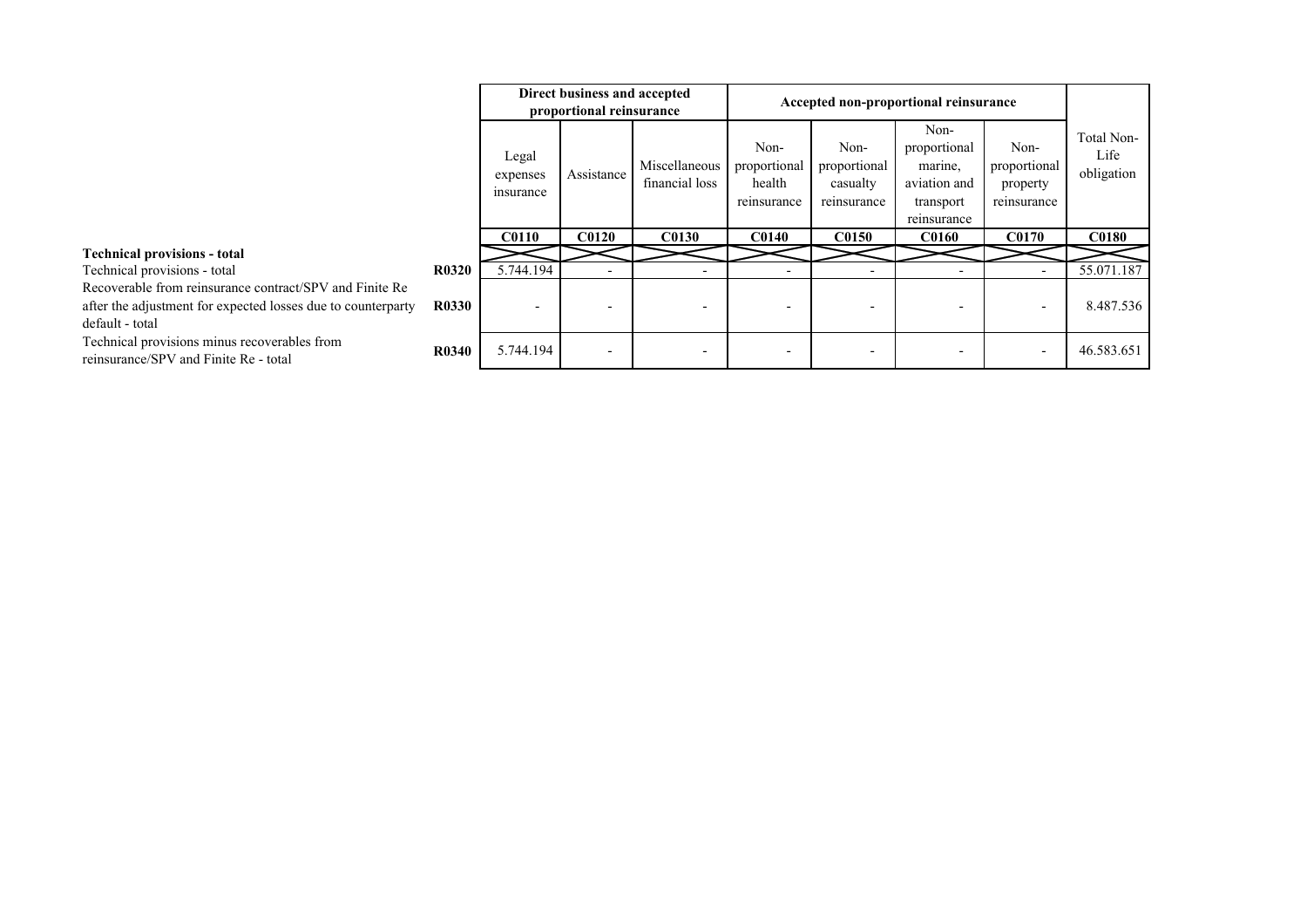| | | Direct business and accepted proportional reinsurance | | | Accepted non-proportional reinsurance | | | | |
|---|---|---|---|---|---|---|---|---|---|
| | | Legal expenses insurance | Assistance | Miscellaneous financial loss | Non-proportional health reinsurance | Non-proportional casualty reinsurance | Non-proportional marine, aviation and transport reinsurance | Non-proportional property reinsurance | Total Non-Life obligation |
| | | C0110 | C0120 | C0130 | C0140 | C0150 | C0160 | C0170 | C0180 |
| **Technical provisions - total** | | | | | | | | | |
| Technical provisions - total | R0320 | 5.744.194 | - | - | - | - | - | - | 55.071.187 |
| Recoverable from reinsurance contract/SPV and Finite Re after the adjustment for expected losses due to counterparty default - total | R0330 | - | - | - | - | - | - | - | 8.487.536 |
| Technical provisions minus recoverables from reinsurance/SPV and Finite Re - total | R0340 | 5.744.194 | - | - | - | - | - | - | 46.583.651 |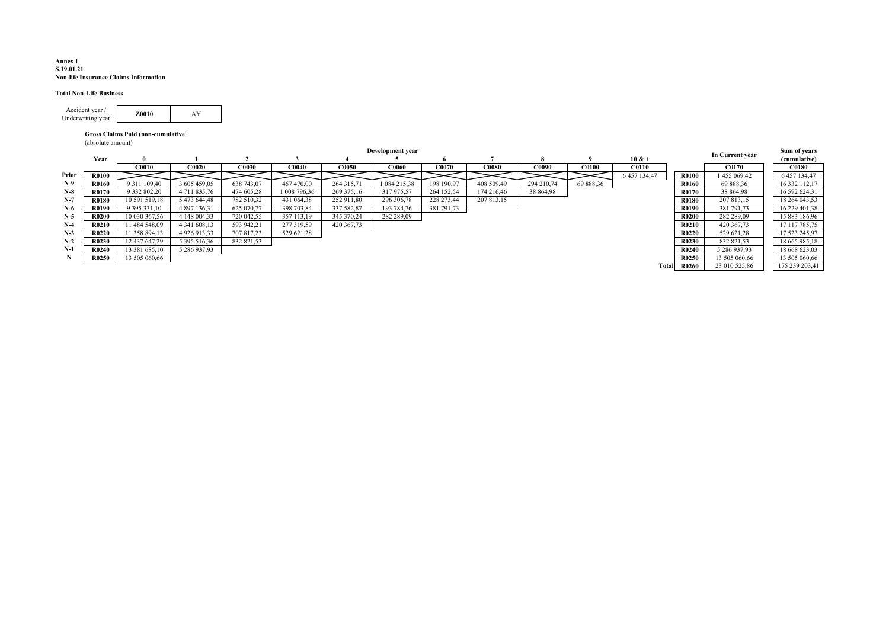**Annex I**
**S.19.01.21**
**Non-life Insurance Claims Information**

**Total Non-Life Business**

| Accident year / Underwriting year | **Z0010** | AY |
|---|---|---|

**Gross Claims Paid (non-cumulative)**
(absolute amount)

| | | Development year | | | | | | | | | | | | | |
|---|---|---|---|---|---|---|---|---|---|---|---|---|---|---|---|
| | **Year** | **0** | **1** | **2** | **3** | **4** | **5** | **6** | **7** | **8** | **9** | **10 & +** | | **In Current year** | **Sum of years (cumulative)** |
| | | **C0010** | **C0020** | **C0030** | **C0040** | **C0050** | **C0060** | **C0070** | **C0080** | **C0090** | **C0100** | **C0110** | | **C0170** | **C0180** |
| **Prior** | **R0100** | | | | | | | | | | | 6 457 134,47 | **R0100** | 1 455 069,42 | 6 457 134,47 |
| **N-9** | **R0160** | 9 311 109,40 | 3 605 459,05 | 638 743,07 | 457 470,00 | 264 315,71 | 1 084 215,38 | 198 190,97 | 408 509,49 | 294 210,74 | 69 888,36 | | **R0160** | 69 888,36 | 16 332 112,17 |
| **N-8** | **R0170** | 9 332 802,20 | 4 711 835,76 | 474 605,28 | 1 008 796,36 | 269 375,16 | 317 975,57 | 264 152,54 | 174 216,46 | 38 864,98 | | | **R0170** | 38 864,98 | 16 592 624,31 |
| **N-7** | **R0180** | 10 591 519,18 | 5 473 644,48 | 782 510,32 | 431 064,38 | 252 911,80 | 296 306,78 | 228 273,44 | 207 813,15 | | | | **R0180** | 207 813,15 | 18 264 043,53 |
| **N-6** | **R0190** | 9 395 331,10 | 4 897 136,31 | 625 070,77 | 398 703,84 | 337 582,87 | 193 784,76 | 381 791,73 | | | | | **R0190** | 381 791,73 | 16 229 401,38 |
| **N-5** | **R0200** | 10 030 367,56 | 4 148 004,33 | 720 042,55 | 357 113,19 | 345 370,24 | 282 289,09 | | | | | | **R0200** | 282 289,09 | 15 883 186,96 |
| **N-4** | **R0210** | 11 484 548,09 | 4 341 608,13 | 593 942,21 | 277 319,59 | 420 367,73 | | | | | | | **R0210** | 420 367,73 | 17 117 785,75 |
| **N-3** | **R0220** | 11 358 894,13 | 4 926 913,33 | 707 817,23 | 529 621,28 | | | | | | | | **R0220** | 529 621,28 | 17 523 245,97 |
| **N-2** | **R0230** | 12 437 647,29 | 5 395 516,36 | 832 821,53 | | | | | | | | | **R0230** | 832 821,53 | 18 665 985,18 |
| **N-1** | **R0240** | 13 381 685,10 | 5 286 937,93 | | | | | | | | | | **R0240** | 5 286 937,93 | 18 668 623,03 |
| **N** | **R0250** | 13 505 060,66 | | | | | | | | | | | **R0250** | 13 505 060,66 | 13 505 060,66 |
| | | | | | | | | | | | | **Total** | **R0260** | 23 010 525,86 | 175 239 203,41 |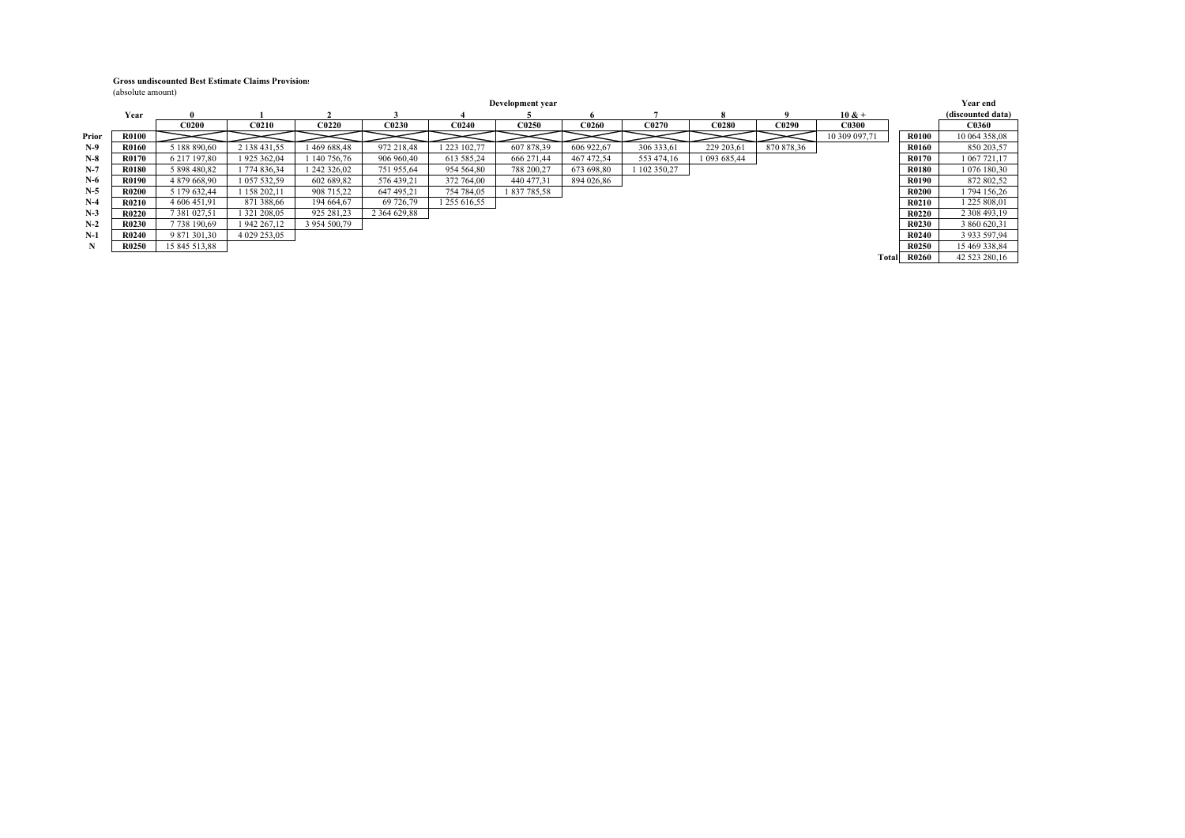**Gross undiscounted Best Estimate Claims Provisions**

(absolute amount)

| | Year | Development year | | | | | | | | | | | | Year end (discounted data) |
|---|---|---|---|---|---|---|---|---|---|---|---|---|---|---|
| | | 0 | 1 | 2 | 3 | 4 | 5 | 6 | 7 | 8 | 9 | 10 & + | | |
| | | C0200 | C0210 | C0220 | C0230 | C0240 | C0250 | C0260 | C0270 | C0280 | C0290 | C0300 | | C0360 |
| Prior | R0100 | | | | | | | | | | | 10 309 097,71 | R0100 | 10 064 358,08 |
| N-9 | R0160 | 5 188 890,60 | 2 138 431,55 | 1 469 688,48 | 972 218,48 | 1 223 102,77 | 607 878,39 | 606 922,67 | 306 333,61 | 229 203,61 | 870 878,36 | | R0160 | 850 203,57 |
| N-8 | R0170 | 6 217 197,80 | 1 925 362,04 | 1 140 756,76 | 906 960,40 | 613 585,24 | 666 271,44 | 467 472,54 | 553 474,16 | 1 093 685,44 | | | R0170 | 1 067 721,17 |
| N-7 | R0180 | 5 898 480,82 | 1 774 836,34 | 1 242 326,02 | 751 955,64 | 954 564,80 | 788 200,27 | 673 698,80 | 1 102 350,27 | | | | R0180 | 1 076 180,30 |
| N-6 | R0190 | 4 879 668,90 | 1 057 532,59 | 602 689,82 | 576 439,21 | 372 764,00 | 440 477,31 | 894 026,86 | | | | | R0190 | 872 802,52 |
| N-5 | R0200 | 5 179 632,44 | 1 158 202,11 | 908 715,22 | 647 495,21 | 754 784,05 | 1 837 785,58 | | | | | | R0200 | 1 794 156,26 |
| N-4 | R0210 | 4 606 451,91 | 871 388,66 | 194 664,67 | 69 726,79 | 1 255 616,55 | | | | | | | R0210 | 1 225 808,01 |
| N-3 | R0220 | 7 381 027,51 | 1 321 208,05 | 925 281,23 | 2 364 629,88 | | | | | | | | R0220 | 2 308 493,19 |
| N-2 | R0230 | 7 738 190,69 | 1 942 267,12 | 3 954 500,79 | | | | | | | | | R0230 | 3 860 620,31 |
| N-1 | R0240 | 9 871 301,30 | 4 029 253,05 | | | | | | | | | | R0240 | 3 933 597,94 |
| N | R0250 | 15 845 513,88 | | | | | | | | | | | R0250 | 15 469 338,84 |
| | | | | | | | | | | | | Total | R0260 | 42 523 280,16 |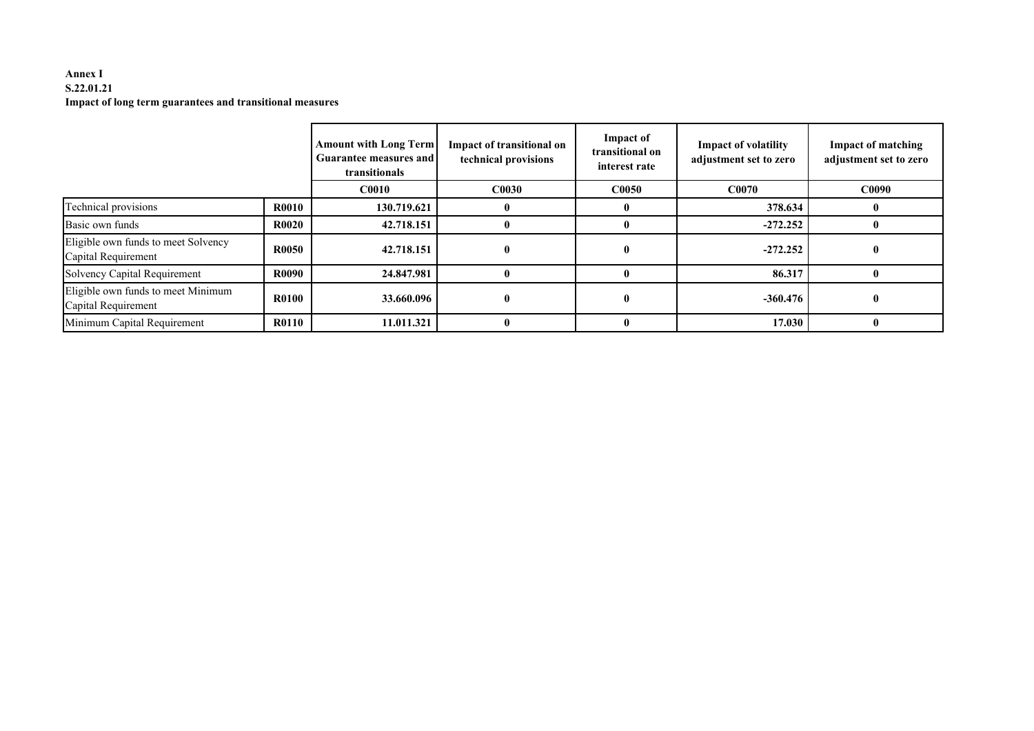**Annex I**
**S.22.01.21**
**Impact of long term guarantees and transitional measures**

| | | Amount with Long Term Guarantee measures and transitionals | Impact of transitional on technical provisions | Impact of transitional on interest rate | Impact of volatility adjustment set to zero | Impact of matching adjustment set to zero |
|---|---|---|---|---|---|---|
| | | C0010 | C0030 | C0050 | C0070 | C0090 |
| Technical provisions | R0010 | 130.719.621 | 0 | 0 | 378.634 | 0 |
| Basic own funds | R0020 | 42.718.151 | 0 | 0 | -272.252 | 0 |
| Eligible own funds to meet Solvency Capital Requirement | R0050 | 42.718.151 | 0 | 0 | -272.252 | 0 |
| Solvency Capital Requirement | R0090 | 24.847.981 | 0 | 0 | 86.317 | 0 |
| Eligible own funds to meet Minimum Capital Requirement | R0100 | 33.660.096 | 0 | 0 | -360.476 | 0 |
| Minimum Capital Requirement | R0110 | 11.011.321 | 0 | 0 | 17.030 | 0 |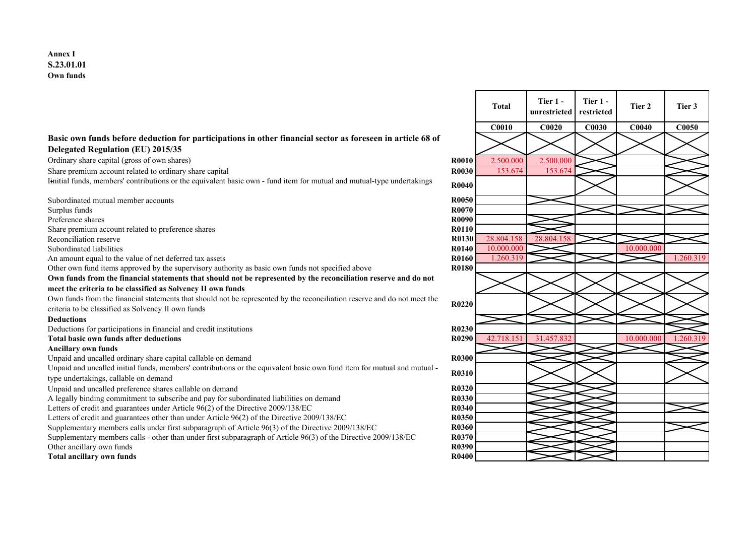**Annex I**
**S.23.01.01**
**Own funds**

| | | Total | Tier 1 - unrestricted | Tier 1 - restricted | Tier 2 | Tier 3 |
|---|---|---|---|---|---|---|
| | | C0010 | C0020 | C0030 | C0040 | C0050 |
| **Basic own funds before deduction for participations in other financial sector as foreseen in article 68 of Delegated Regulation (EU) 2015/35** | | | | | | |
| Ordinary share capital (gross of own shares) | R0010 | 2.500.000 | 2.500.000 | | | |
| Share premium account related to ordinary share capital | R0030 | 153.674 | 153.674 | | | |
| I initial funds, members' contributions or the equivalent basic own - fund item for mutual and mutual-type undertakings | R0040 | | | | | |
| Subordinated mutual member accounts | R0050 | | | | | |
| Surplus funds | R0070 | | | | | |
| Preference shares | R0090 | | | | | |
| Share premium account related to preference shares | R0110 | | | | | |
| Reconciliation reserve | R0130 | 28.804.158 | 28.804.158 | | | |
| Subordinated liabilities | R0140 | 10.000.000 | | | 10.000.000 | |
| An amount equal to the value of net deferred tax assets | R0160 | 1.260.319 | | | | 1.260.319 |
| Other own fund items approved by the supervisory authority as basic own funds not specified above | R0180 | | | | | |
| **Own funds from the financial statements that should not be represented by the reconciliation reserve and do not meet the criteria to be classified as Solvency II own funds** | | | | | | |
| Own funds from the financial statements that should not be represented by the reconciliation reserve and do not meet the criteria to be classified as Solvency II own funds | R0220 | | | | | |
| **Deductions** | | | | | | |
| Deductions for participations in financial and credit institutions | R0230 | | | | | |
| **Total basic own funds after deductions** | R0290 | 42.718.151 | 31.457.832 | | 10.000.000 | 1.260.319 |
| **Ancillary own funds** | | | | | | |
| Unpaid and uncalled ordinary share capital callable on demand | R0300 | | | | | |
| Unpaid and uncalled initial funds, members' contributions or the equivalent basic own fund item for mutual and mutual - type undertakings, callable on demand | R0310 | | | | | |
| Unpaid and uncalled preference shares callable on demand | R0320 | | | | | |
| A legally binding commitment to subscribe and pay for subordinated liabilities on demand | R0330 | | | | | |
| Letters of credit and guarantees under Article 96(2) of the Directive 2009/138/EC | R0340 | | | | | |
| Letters of credit and guarantees other than under Article 96(2) of the Directive 2009/138/EC | R0350 | | | | | |
| Supplementary members calls under first subparagraph of Article 96(3) of the Directive 2009/138/EC | R0360 | | | | | |
| Supplementary members calls - other than under first subparagraph of Article 96(3) of the Directive 2009/138/EC | R0370 | | | | | |
| Other ancillary own funds | R0390 | | | | | |
| **Total ancillary own funds** | R0400 | | | | | |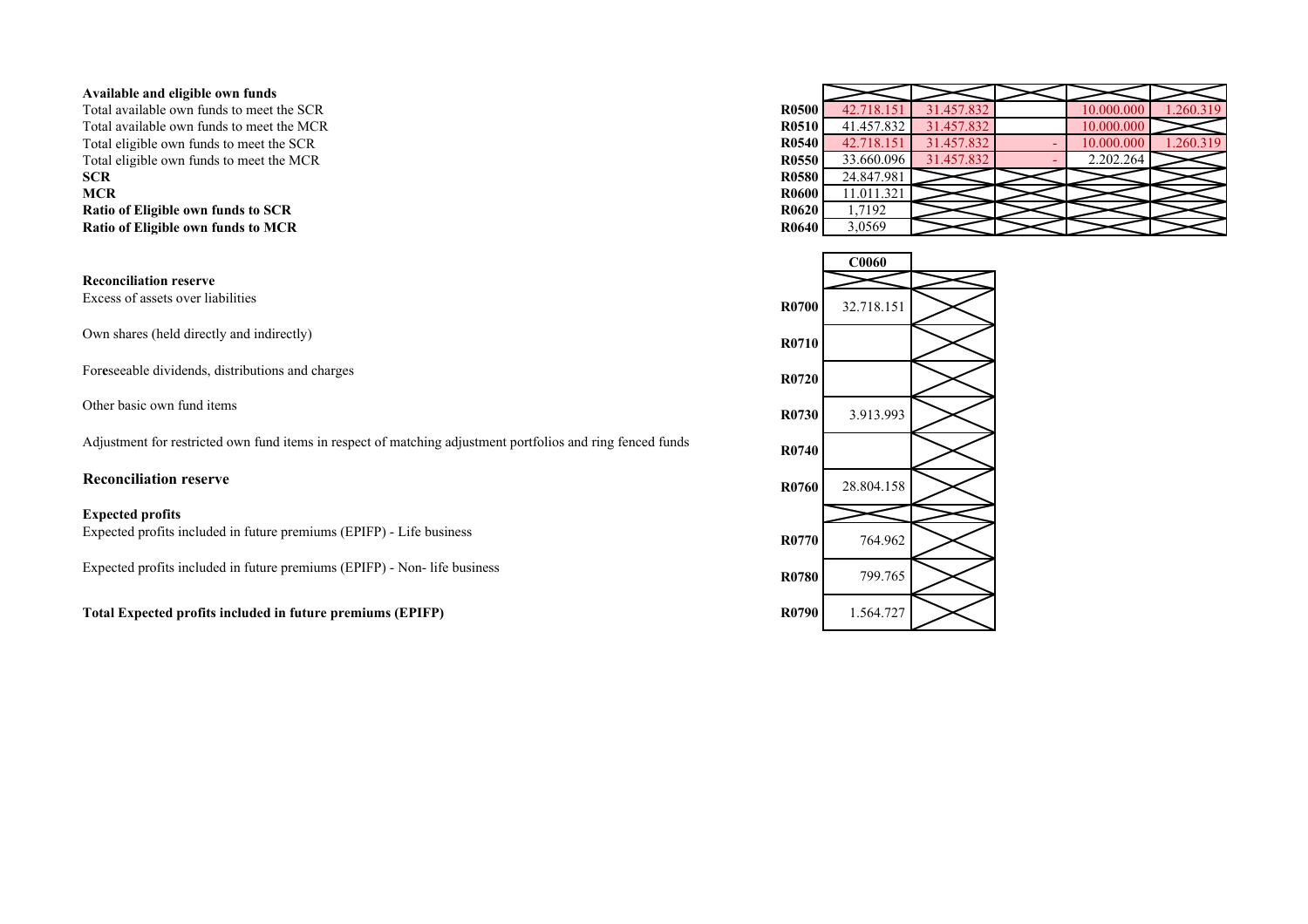| Available and eligible own funds | | | | | | |
|---|---|---|---|---|---|---|
| Total available own funds to meet the SCR | R0500 | 42.718.151 | 31.457.832 | | 10.000.000 | 1.260.319 |
| Total available own funds to meet the MCR | R0510 | 41.457.832 | 31.457.832 | | 10.000.000 | |
| Total eligible own funds to meet the SCR | R0540 | 42.718.151 | 31.457.832 | - | 10.000.000 | 1.260.319 |
| Total eligible own funds to meet the MCR | R0550 | 33.660.096 | 31.457.832 | - | 2.202.264 | |
| **SCR** | R0580 | 24.847.981 | | | | |
| **MCR** | R0600 | 11.011.321 | | | | |
| **Ratio of Eligible own funds to SCR** | R0620 | 1,7192 | | | | |
| **Ratio of Eligible own funds to MCR** | R0640 | 3,0569 | | | | |

| | | C0060 | |
|---|---|---|---|
| **Reconciliation reserve** | | | |
| Excess of assets over liabilities | R0700 | 32.718.151 | |
| Own shares (held directly and indirectly) | R0710 | | |
| Foreseeable dividends, distributions and charges | R0720 | | |
| Other basic own fund items | R0730 | 3.913.993 | |
| Adjustment for restricted own fund items in respect of matching adjustment portfolios and ring fenced funds | R0740 | | |
| **Reconciliation reserve** | R0760 | 28.804.158 | |
| **Expected profits** | | | |
| Expected profits included in future premiums (EPIFP) - Life business | R0770 | 764.962 | |
| Expected profits included in future premiums (EPIFP) - Non- life business | R0780 | 799.765 | |
| **Total Expected profits included in future premiums (EPIFP)** | R0790 | 1.564.727 | |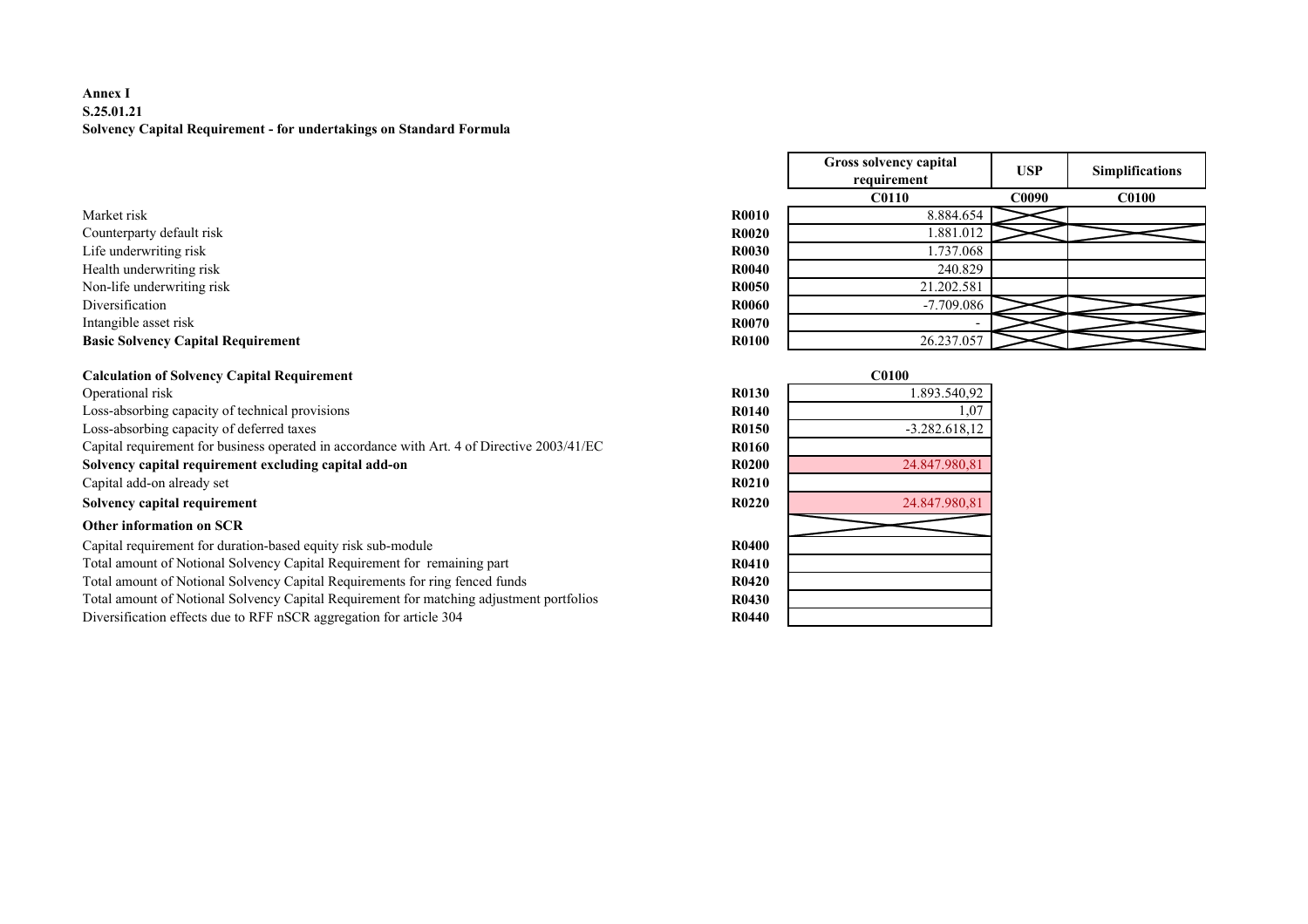**Annex I**
**S.25.01.21**
**Solvency Capital Requirement - for undertakings on Standard Formula**

| | | Gross solvency capital requirement | USP | Simplifications |
|---|---|---|---|---|
| | | C0110 | C0090 | C0100 |
| Market risk | R0010 | 8.884.654 | | |
| Counterparty default risk | R0020 | 1.881.012 | | |
| Life underwriting risk | R0030 | 1.737.068 | | |
| Health underwriting risk | R0040 | 240.829 | | |
| Non-life underwriting risk | R0050 | 21.202.581 | | |
| Diversification | R0060 | -7.709.086 | | |
| Intangible asset risk | R0070 | - | | |
| **Basic Solvency Capital Requirement** | R0100 | 26.237.057 | | |

| **Calculation of Solvency Capital Requirement** | | C0100 |
|---|---|---|
| Operational risk | R0130 | 1.893.540,92 |
| Loss-absorbing capacity of technical provisions | R0140 | 1,07 |
| Loss-absorbing capacity of deferred taxes | R0150 | -3.282.618,12 |
| Capital requirement for business operated in accordance with Art. 4 of Directive 2003/41/EC | R0160 | |
| **Solvency capital requirement excluding capital add-on** | R0200 | 24.847.980,81 |
| Capital add-on already set | R0210 | |
| **Solvency capital requirement** | R0220 | 24.847.980,81 |
| **Other information on SCR** | | |
| Capital requirement for duration-based equity risk sub-module | R0400 | |
| Total amount of Notional Solvency Capital Requirement for remaining part | R0410 | |
| Total amount of Notional Solvency Capital Requirements for ring fenced funds | R0420 | |
| Total amount of Notional Solvency Capital Requirement for matching adjustment portfolios | R0430 | |
| Diversification effects due to RFF nSCR aggregation for article 304 | R0440 | |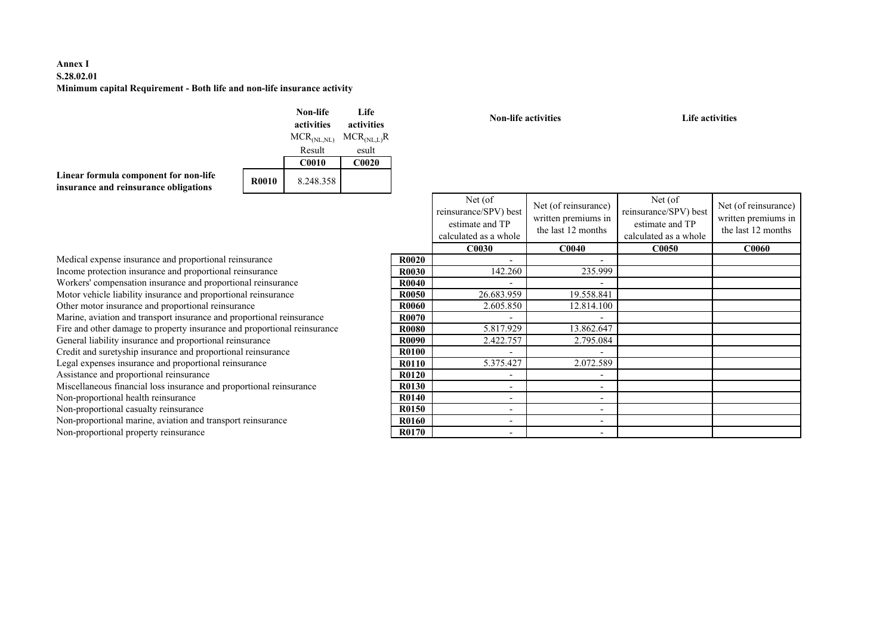**Annex I**
**S.28.02.01**
**Minimum capital Requirement - Both life and non-life insurance activity**

| | | Non-life activities | Life activities |
|---|---|---|---|
| | | $MCR_{(NL,NL)}$ Result | $MCR_{(NL,L)}$Result |
| | | C0010 | C0020 |
| **Linear formula component for non-life insurance and reinsurance obligations** | **R0010** | 8.248.358 | |

| | | Non-life activities | | Life activities | |
|---|---|---|---|---|---|
| | | Net (of reinsurance/SPV) best estimate and TP calculated as a whole | Net (of reinsurance) written premiums in the last 12 months | Net (of reinsurance/SPV) best estimate and TP calculated as a whole | Net (of reinsurance) written premiums in the last 12 months |
| | | **C0030** | **C0040** | **C0050** | **C0060** |
| Medical expense insurance and proportional reinsurance | **R0020** | - | - | | |
| Income protection insurance and proportional reinsurance | **R0030** | 142.260 | 235.999 | | |
| Workers' compensation insurance and proportional reinsurance | **R0040** | - | - | | |
| Motor vehicle liability insurance and proportional reinsurance | **R0050** | 26.683.959 | 19.558.841 | | |
| Other motor insurance and proportional reinsurance | **R0060** | 2.605.850 | 12.814.100 | | |
| Marine, aviation and transport insurance and proportional reinsurance | **R0070** | - | - | | |
| Fire and other damage to property insurance and proportional reinsurance | **R0080** | 5.817.929 | 13.862.647 | | |
| General liability insurance and proportional reinsurance | **R0090** | 2.422.757 | 2.795.084 | | |
| Credit and suretyship insurance and proportional reinsurance | **R0100** | - | - | | |
| Legal expenses insurance and proportional reinsurance | **R0110** | 5.375.427 | 2.072.589 | | |
| Assistance and proportional reinsurance | **R0120** | - | - | | |
| Miscellaneous financial loss insurance and proportional reinsurance | **R0130** | - | - | | |
| Non-proportional health reinsurance | **R0140** | - | - | | |
| Non-proportional casualty reinsurance | **R0150** | - | - | | |
| Non-proportional marine, aviation and transport reinsurance | **R0160** | - | - | | |
| Non-proportional property reinsurance | **R0170** | - | - | | |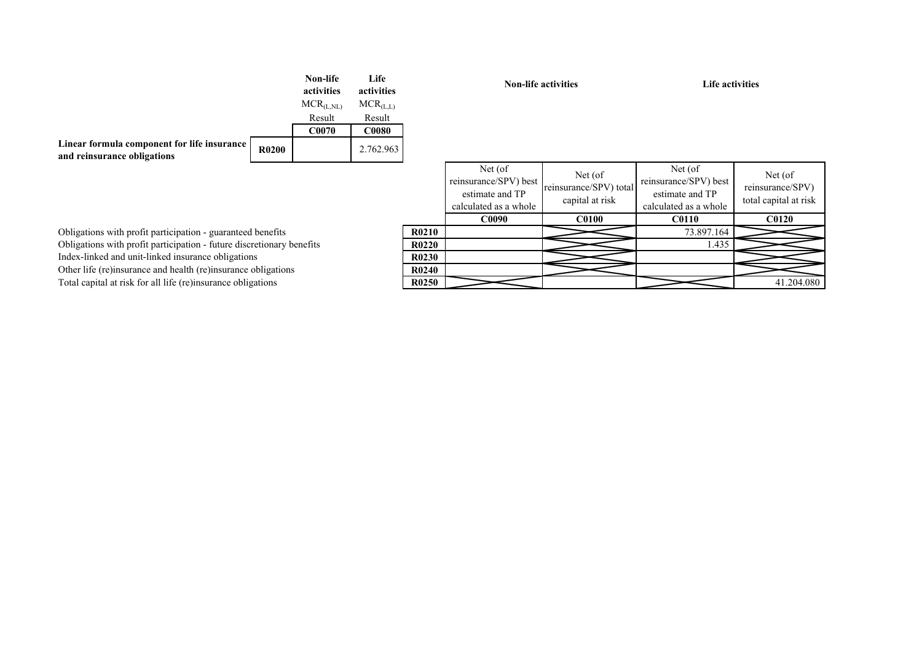| | | Non-life activities | Life activities |
|---|---|---|---|
| | | $MCR_{(L,NL)}$ Result | $MCR_{(L,L)}$ Result |
| | | C0070 | C0080 |
| **Linear formula component for life insurance and reinsurance obligations** | **R0200** | | 2.762.963 |

| | | Non-life activities | | Life activities | |
|---|---|---|---|---|---|
| | | Net (of reinsurance/SPV) best estimate and TP calculated as a whole | Net (of reinsurance/SPV) total capital at risk | Net (of reinsurance/SPV) best estimate and TP calculated as a whole | Net (of reinsurance/SPV) total capital at risk |
| | | **C0090** | **C0100** | **C0110** | **C0120** |
| Obligations with profit participation - guaranteed benefits | **R0210** | | | 73.897.164 | |
| Obligations with profit participation - future discretionary benefits | **R0220** | | | 1.435 | |
| Index-linked and unit-linked insurance obligations | **R0230** | | | | |
| Other life (re)insurance and health (re)insurance obligations | **R0240** | | | | |
| Total capital at risk for all life (re)insurance obligations | **R0250** | | | | 41.204.080 |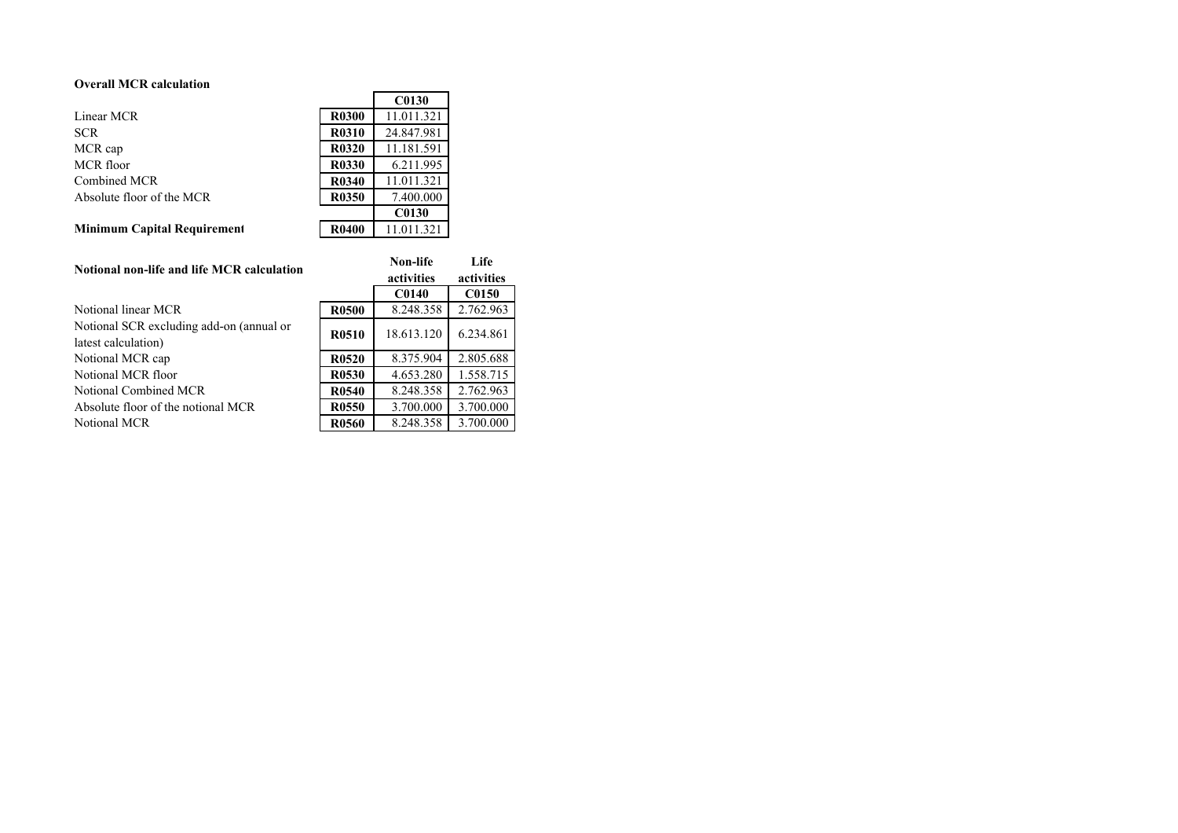**Overall MCR calculation**

| | | C0130 |
|---|---|---|
| Linear MCR | R0300 | 11.011.321 |
| SCR | R0310 | 24.847.981 |
| MCR cap | R0320 | 11.181.591 |
| MCR floor | R0330 | 6.211.995 |
| Combined MCR | R0340 | 11.011.321 |
| Absolute floor of the MCR | R0350 | 7.400.000 |
| | | C0130 |
| **Minimum Capital Requirement** | R0400 | 11.011.321 |

| Notional non-life and life MCR calculation | | Non-life activities | Life activities |
|---|---|---|---|
| | | C0140 | C0150 |
| Notional linear MCR | R0500 | 8.248.358 | 2.762.963 |
| Notional SCR excluding add-on (annual or latest calculation) | R0510 | 18.613.120 | 6.234.861 |
| Notional MCR cap | R0520 | 8.375.904 | 2.805.688 |
| Notional MCR floor | R0530 | 4.653.280 | 1.558.715 |
| Notional Combined MCR | R0540 | 8.248.358 | 2.762.963 |
| Absolute floor of the notional MCR | R0550 | 3.700.000 | 3.700.000 |
| Notional MCR | R0560 | 8.248.358 | 3.700.000 |